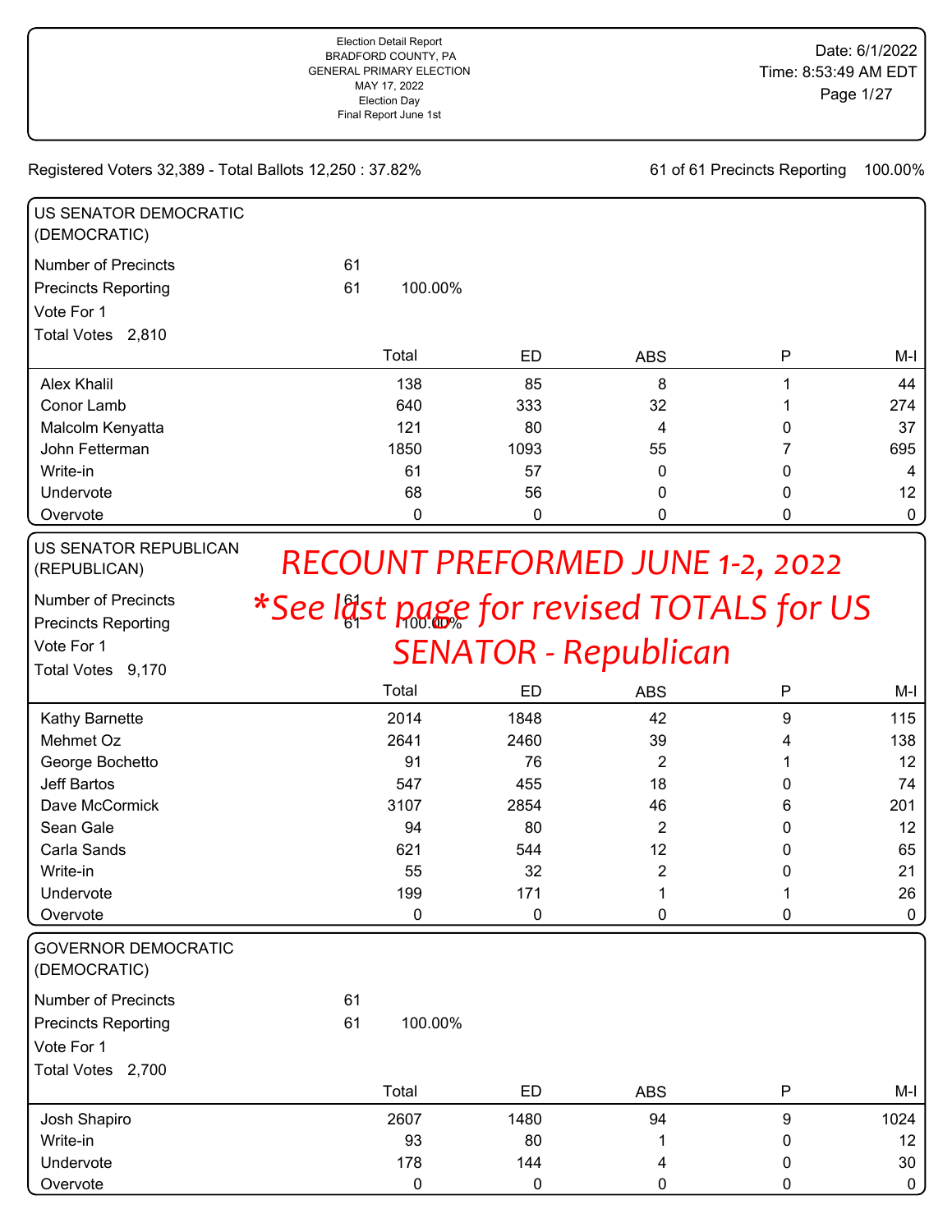Election Detail Report
BRADFORD COUNTY, PA
GENERAL PRIMARY ELECTION
MAY 17, 2022
Election Day
Final Report June 1st

Date: 6/1/2022
Time: 8:53:49 AM EDT

Registered Voters 32,389 - Total Ballots 12,250 : 37.82%

61 of 61 Precincts Reporting 100.00%

## US SENATOR DEMOCRATIC (DEMOCRATIC)

Number of Precincts 61
Precincts Reporting 61 100.00%
Vote For 1
Total Votes 2,810

| | Total | ED | ABS | P | M-I |
|---|---|---|---|---|---|
| Alex Khalil | 138 | 85 | 8 | 1 | 44 |
| Conor Lamb | 640 | 333 | 32 | 1 | 274 |
| Malcolm Kenyatta | 121 | 80 | 4 | 0 | 37 |
| John Fetterman | 1850 | 1093 | 55 | 7 | 695 |
| Write-in | 61 | 57 | 0 | 0 | 4 |
| Undervote | 68 | 56 | 0 | 0 | 12 |
| Overvote | 0 | 0 | 0 | 0 | 0 |

## US SENATOR REPUBLICAN (REPUBLICAN)

RECOUNT PREFORMED JUNE 1-2, 2022
*See last page for revised TOTALS for US SENATOR - Republican

Number of Precincts 61
Precincts Reporting 61 100.00%
Vote For 1
Total Votes 9,170

| | Total | ED | ABS | P | M-I |
|---|---|---|---|---|---|
| Kathy Barnette | 2014 | 1848 | 42 | 9 | 115 |
| Mehmet Oz | 2641 | 2460 | 39 | 4 | 138 |
| George Bochetto | 91 | 76 | 2 | 1 | 12 |
| Jeff Bartos | 547 | 455 | 18 | 0 | 74 |
| Dave McCormick | 3107 | 2854 | 46 | 6 | 201 |
| Sean Gale | 94 | 80 | 2 | 0 | 12 |
| Carla Sands | 621 | 544 | 12 | 0 | 65 |
| Write-in | 55 | 32 | 2 | 0 | 21 |
| Undervote | 199 | 171 | 1 | 1 | 26 |
| Overvote | 0 | 0 | 0 | 0 | 0 |

## GOVERNOR DEMOCRATIC (DEMOCRATIC)

Number of Precincts 61
Precincts Reporting 61 100.00%
Vote For 1
Total Votes 2,700

| | Total | ED | ABS | P | M-I |
|---|---|---|---|---|---|
| Josh Shapiro | 2607 | 1480 | 94 | 9 | 1024 |
| Write-in | 93 | 80 | 1 | 0 | 12 |
| Undervote | 178 | 144 | 4 | 0 | 30 |
| Overvote | 0 | 0 | 0 | 0 | 0 |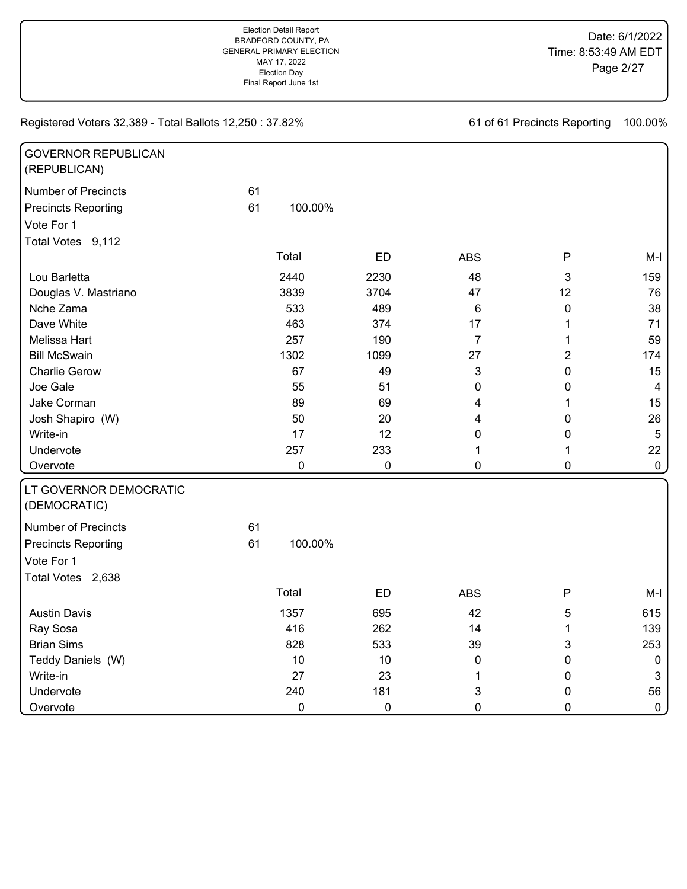Registered Voters 32,389 - Total Ballots 12,250 : 37.82%

61 of 61 Precincts Reporting 100.00%

## GOVERNOR REPUBLICAN (REPUBLICAN)

Number of Precincts: 61
Precincts Reporting: 61 100.00%
Vote For 1
Total Votes 9,112

| | Total | ED | ABS | P | M-I |
|---|---|---|---|---|---|
| Lou Barletta | 2440 | 2230 | 48 | 3 | 159 |
| Douglas V. Mastriano | 3839 | 3704 | 47 | 12 | 76 |
| Nche Zama | 533 | 489 | 6 | 0 | 38 |
| Dave White | 463 | 374 | 17 | 1 | 71 |
| Melissa Hart | 257 | 190 | 7 | 1 | 59 |
| Bill McSwain | 1302 | 1099 | 27 | 2 | 174 |
| Charlie Gerow | 67 | 49 | 3 | 0 | 15 |
| Joe Gale | 55 | 51 | 0 | 0 | 4 |
| Jake Corman | 89 | 69 | 4 | 1 | 15 |
| Josh Shapiro (W) | 50 | 20 | 4 | 0 | 26 |
| Write-in | 17 | 12 | 0 | 0 | 5 |
| Undervote | 257 | 233 | 1 | 1 | 22 |
| Overvote | 0 | 0 | 0 | 0 | 0 |

## LT GOVERNOR DEMOCRATIC (DEMOCRATIC)

Number of Precincts: 61
Precincts Reporting: 61 100.00%
Vote For 1
Total Votes 2,638

| | Total | ED | ABS | P | M-I |
|---|---|---|---|---|---|
| Austin Davis | 1357 | 695 | 42 | 5 | 615 |
| Ray Sosa | 416 | 262 | 14 | 1 | 139 |
| Brian Sims | 828 | 533 | 39 | 3 | 253 |
| Teddy Daniels (W) | 10 | 10 | 0 | 0 | 0 |
| Write-in | 27 | 23 | 1 | 0 | 3 |
| Undervote | 240 | 181 | 3 | 0 | 56 |
| Overvote | 0 | 0 | 0 | 0 | 0 |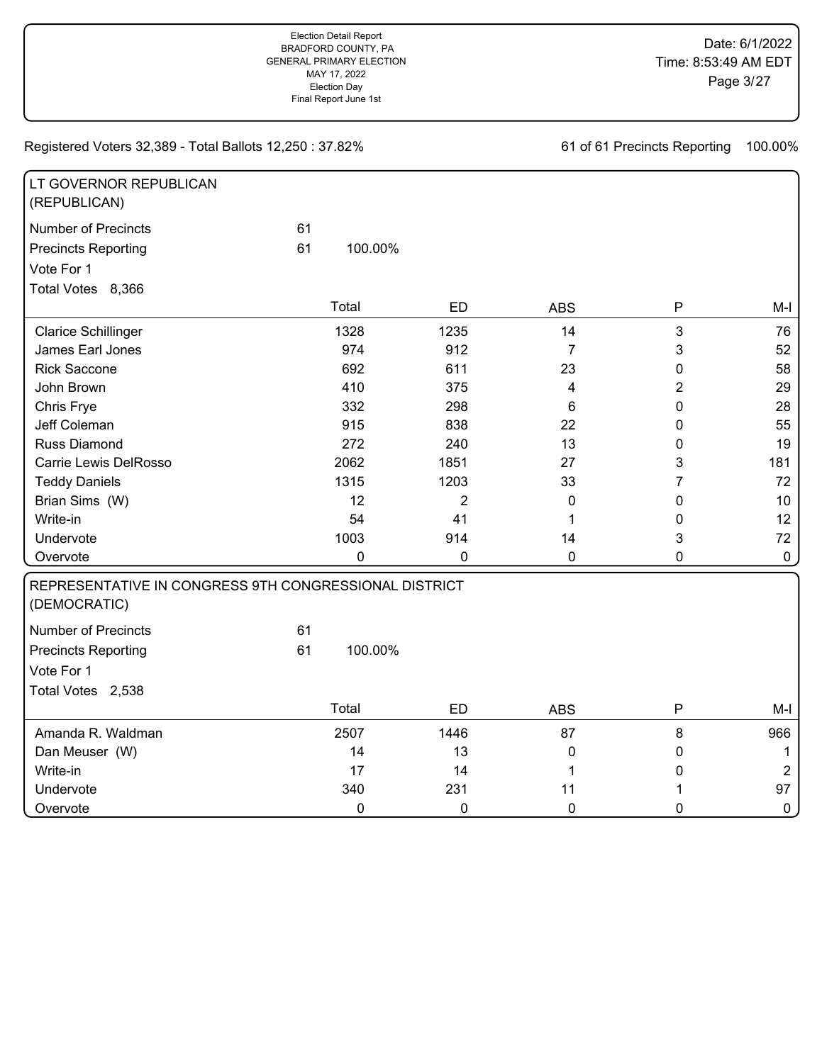Registered Voters 32,389 - Total Ballots 12,250 : 37.82%

61 of 61 Precincts Reporting 100.00%

## LT GOVERNOR REPUBLICAN (REPUBLICAN)

Number of Precincts 61

Precincts Reporting 61 100.00%

Vote For 1

Total Votes 8,366

| | Total | ED | ABS | P | M-I |
|---|---|---|---|---|---|
| Clarice Schillinger | 1328 | 1235 | 14 | 3 | 76 |
| James Earl Jones | 974 | 912 | 7 | 3 | 52 |
| Rick Saccone | 692 | 611 | 23 | 0 | 58 |
| John Brown | 410 | 375 | 4 | 2 | 29 |
| Chris Frye | 332 | 298 | 6 | 0 | 28 |
| Jeff Coleman | 915 | 838 | 22 | 0 | 55 |
| Russ Diamond | 272 | 240 | 13 | 0 | 19 |
| Carrie Lewis DelRosso | 2062 | 1851 | 27 | 3 | 181 |
| Teddy Daniels | 1315 | 1203 | 33 | 7 | 72 |
| Brian Sims (W) | 12 | 2 | 0 | 0 | 10 |
| Write-in | 54 | 41 | 1 | 0 | 12 |
| Undervote | 1003 | 914 | 14 | 3 | 72 |
| Overvote | 0 | 0 | 0 | 0 | 0 |

## REPRESENTATIVE IN CONGRESS 9TH CONGRESSIONAL DISTRICT (DEMOCRATIC)

Number of Precincts 61

Precincts Reporting 61 100.00%

Vote For 1

Total Votes 2,538

| | Total | ED | ABS | P | M-I |
|---|---|---|---|---|---|
| Amanda R. Waldman | 2507 | 1446 | 87 | 8 | 966 |
| Dan Meuser (W) | 14 | 13 | 0 | 0 | 1 |
| Write-in | 17 | 14 | 1 | 0 | 2 |
| Undervote | 340 | 231 | 11 | 1 | 97 |
| Overvote | 0 | 0 | 0 | 0 | 0 |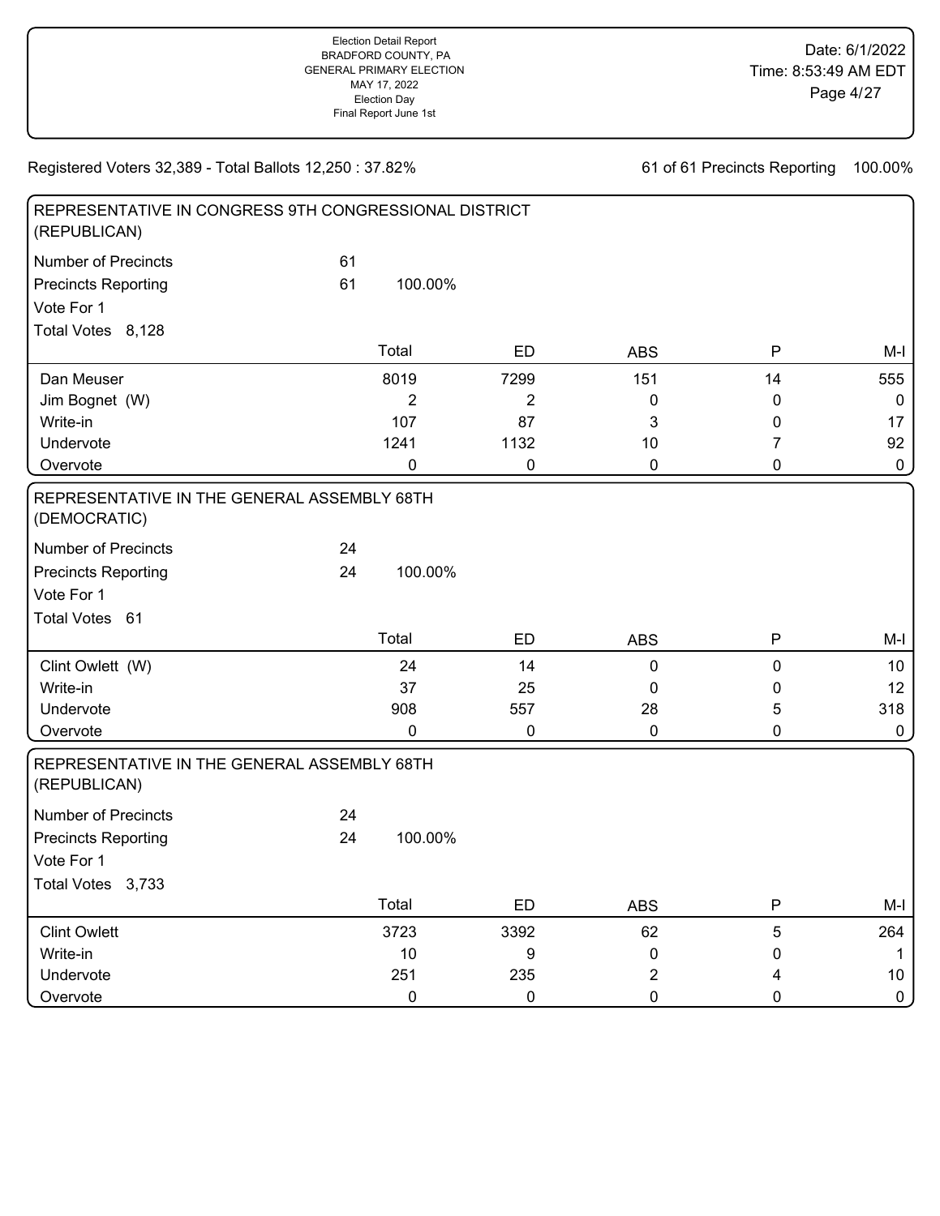Election Detail Report
BRADFORD COUNTY, PA
GENERAL PRIMARY ELECTION
MAY 17, 2022
Election Day
Final Report June 1st

Date: 6/1/2022
Time: 8:53:49 AM EDT

Registered Voters 32,389 - Total Ballots 12,250 : 37.82%

61 of 61 Precincts Reporting 100.00%

## REPRESENTATIVE IN CONGRESS 9TH CONGRESSIONAL DISTRICT (REPUBLICAN)

Number of Precincts 61
Precincts Reporting 61 100.00%
Vote For 1
Total Votes 8,128

| | Total | ED | ABS | P | M-I |
|---|---|---|---|---|---|
| Dan Meuser | 8019 | 7299 | 151 | 14 | 555 |
| Jim Bognet (W) | 2 | 2 | 0 | 0 | 0 |
| Write-in | 107 | 87 | 3 | 0 | 17 |
| Undervote | 1241 | 1132 | 10 | 7 | 92 |
| Overvote | 0 | 0 | 0 | 0 | 0 |

## REPRESENTATIVE IN THE GENERAL ASSEMBLY 68TH (DEMOCRATIC)

Number of Precincts 24
Precincts Reporting 24 100.00%
Vote For 1
Total Votes 61

| | Total | ED | ABS | P | M-I |
|---|---|---|---|---|---|
| Clint Owlett (W) | 24 | 14 | 0 | 0 | 10 |
| Write-in | 37 | 25 | 0 | 0 | 12 |
| Undervote | 908 | 557 | 28 | 5 | 318 |
| Overvote | 0 | 0 | 0 | 0 | 0 |

## REPRESENTATIVE IN THE GENERAL ASSEMBLY 68TH (REPUBLICAN)

Number of Precincts 24
Precincts Reporting 24 100.00%
Vote For 1
Total Votes 3,733

| | Total | ED | ABS | P | M-I |
|---|---|---|---|---|---|
| Clint Owlett | 3723 | 3392 | 62 | 5 | 264 |
| Write-in | 10 | 9 | 0 | 0 | 1 |
| Undervote | 251 | 235 | 2 | 4 | 10 |
| Overvote | 0 | 0 | 0 | 0 | 0 |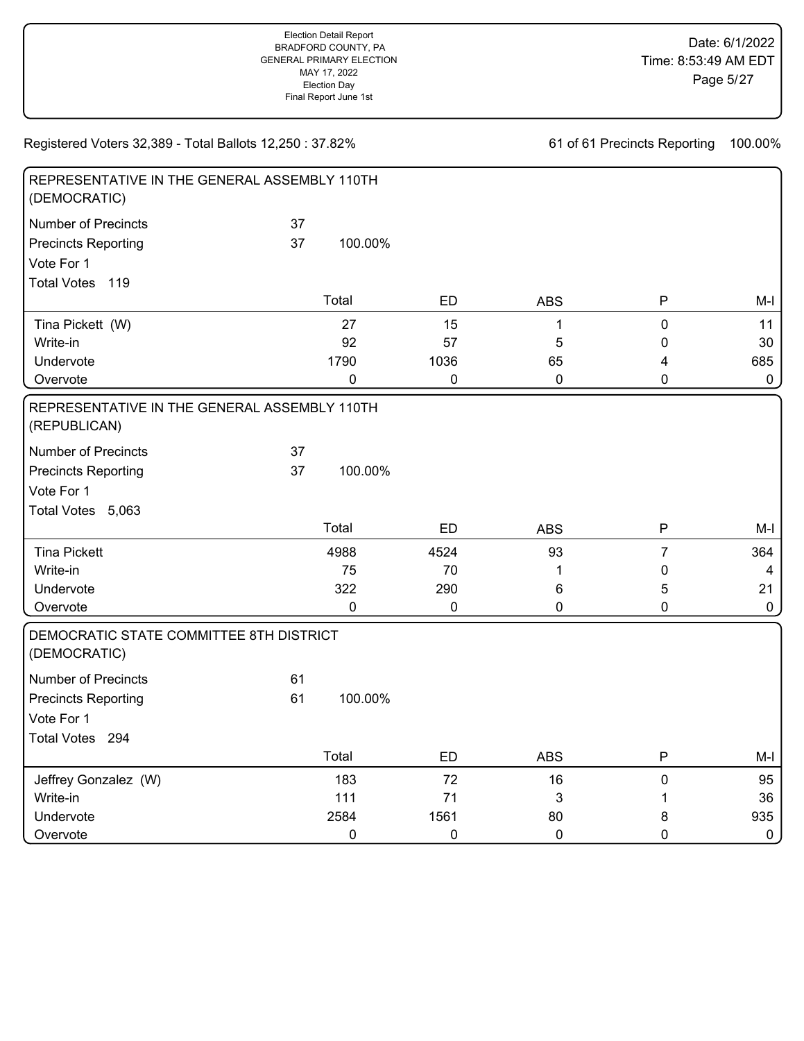Election Detail Report
BRADFORD COUNTY, PA
GENERAL PRIMARY ELECTION
MAY 17, 2022
Election Day
Final Report June 1st

Date: 6/1/2022
Time: 8:53:49 AM EDT

Registered Voters 32,389 - Total Ballots 12,250 : 37.82%

61 of 61 Precincts Reporting 100.00%

## REPRESENTATIVE IN THE GENERAL ASSEMBLY 110TH (DEMOCRATIC)

Number of Precincts 37
Precincts Reporting 37 100.00%
Vote For 1
Total Votes 119

| | Total | ED | ABS | P | M-I |
|---|---|---|---|---|---|
| Tina Pickett (W) | 27 | 15 | 1 | 0 | 11 |
| Write-in | 92 | 57 | 5 | 0 | 30 |
| Undervote | 1790 | 1036 | 65 | 4 | 685 |
| Overvote | 0 | 0 | 0 | 0 | 0 |

## REPRESENTATIVE IN THE GENERAL ASSEMBLY 110TH (REPUBLICAN)

Number of Precincts 37
Precincts Reporting 37 100.00%
Vote For 1
Total Votes 5,063

| | Total | ED | ABS | P | M-I |
|---|---|---|---|---|---|
| Tina Pickett | 4988 | 4524 | 93 | 7 | 364 |
| Write-in | 75 | 70 | 1 | 0 | 4 |
| Undervote | 322 | 290 | 6 | 5 | 21 |
| Overvote | 0 | 0 | 0 | 0 | 0 |

## DEMOCRATIC STATE COMMITTEE 8TH DISTRICT (DEMOCRATIC)

Number of Precincts 61
Precincts Reporting 61 100.00%
Vote For 1
Total Votes 294

| | Total | ED | ABS | P | M-I |
|---|---|---|---|---|---|
| Jeffrey Gonzalez (W) | 183 | 72 | 16 | 0 | 95 |
| Write-in | 111 | 71 | 3 | 1 | 36 |
| Undervote | 2584 | 1561 | 80 | 8 | 935 |
| Overvote | 0 | 0 | 0 | 0 | 0 |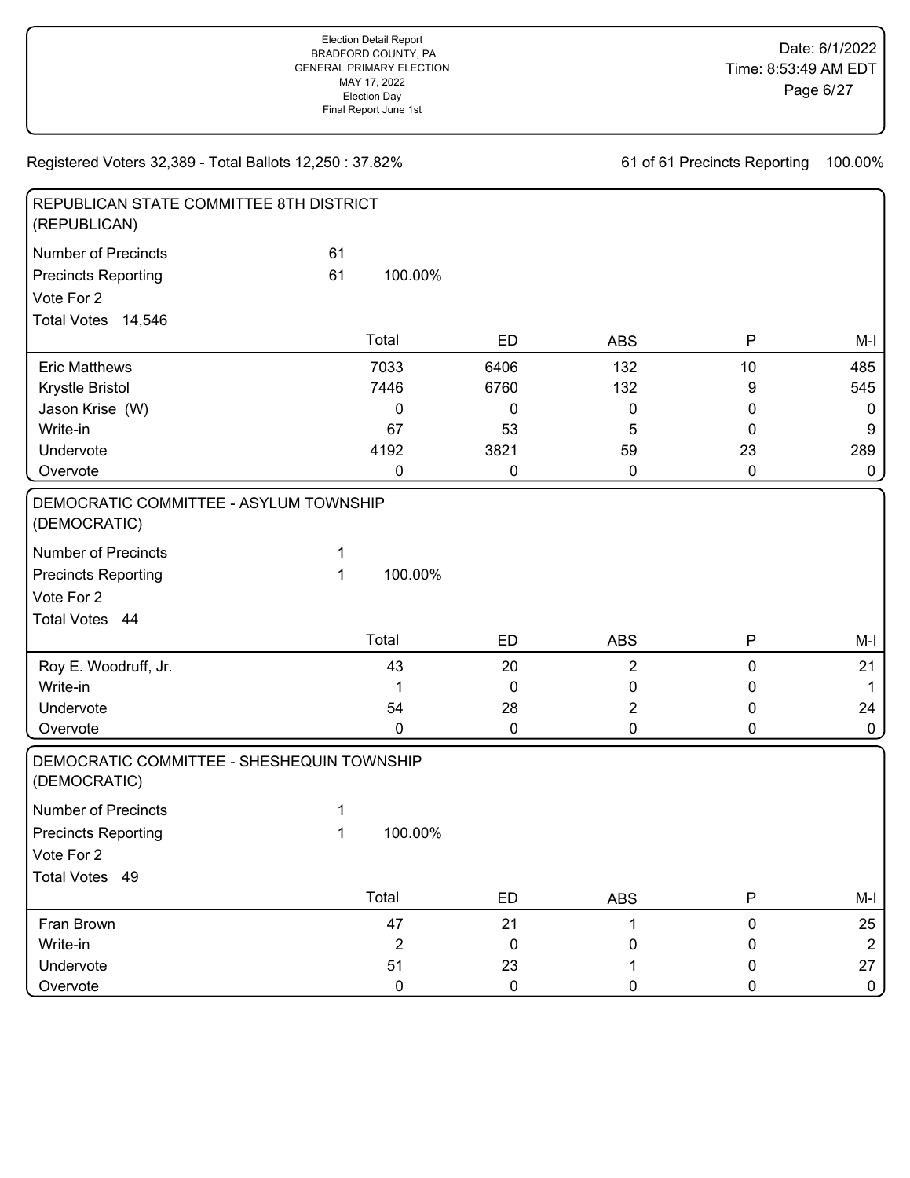Registered Voters 32,389 - Total Ballots 12,250 : 37.82%

61 of 61 Precincts Reporting 100.00%

## REPUBLICAN STATE COMMITTEE 8TH DISTRICT (REPUBLICAN)

Number of Precincts 61
Precincts Reporting 61 100.00%
Vote For 2
Total Votes 14,546

| | Total | ED | ABS | P | M-I |
|---|---|---|---|---|---|
| Eric Matthews | 7033 | 6406 | 132 | 10 | 485 |
| Krystle Bristol | 7446 | 6760 | 132 | 9 | 545 |
| Jason Krise (W) | 0 | 0 | 0 | 0 | 0 |
| Write-in | 67 | 53 | 5 | 0 | 9 |
| Undervote | 4192 | 3821 | 59 | 23 | 289 |
| Overvote | 0 | 0 | 0 | 0 | 0 |

## DEMOCRATIC COMMITTEE - ASYLUM TOWNSHIP (DEMOCRATIC)

Number of Precincts 1
Precincts Reporting 1 100.00%
Vote For 2
Total Votes 44

| | Total | ED | ABS | P | M-I |
|---|---|---|---|---|---|
| Roy E. Woodruff, Jr. | 43 | 20 | 2 | 0 | 21 |
| Write-in | 1 | 0 | 0 | 0 | 1 |
| Undervote | 54 | 28 | 2 | 0 | 24 |
| Overvote | 0 | 0 | 0 | 0 | 0 |

## DEMOCRATIC COMMITTEE - SHESHEQUIN TOWNSHIP (DEMOCRATIC)

Number of Precincts 1
Precincts Reporting 1 100.00%
Vote For 2
Total Votes 49

| | Total | ED | ABS | P | M-I |
|---|---|---|---|---|---|
| Fran Brown | 47 | 21 | 1 | 0 | 25 |
| Write-in | 2 | 0 | 0 | 0 | 2 |
| Undervote | 51 | 23 | 1 | 0 | 27 |
| Overvote | 0 | 0 | 0 | 0 | 0 |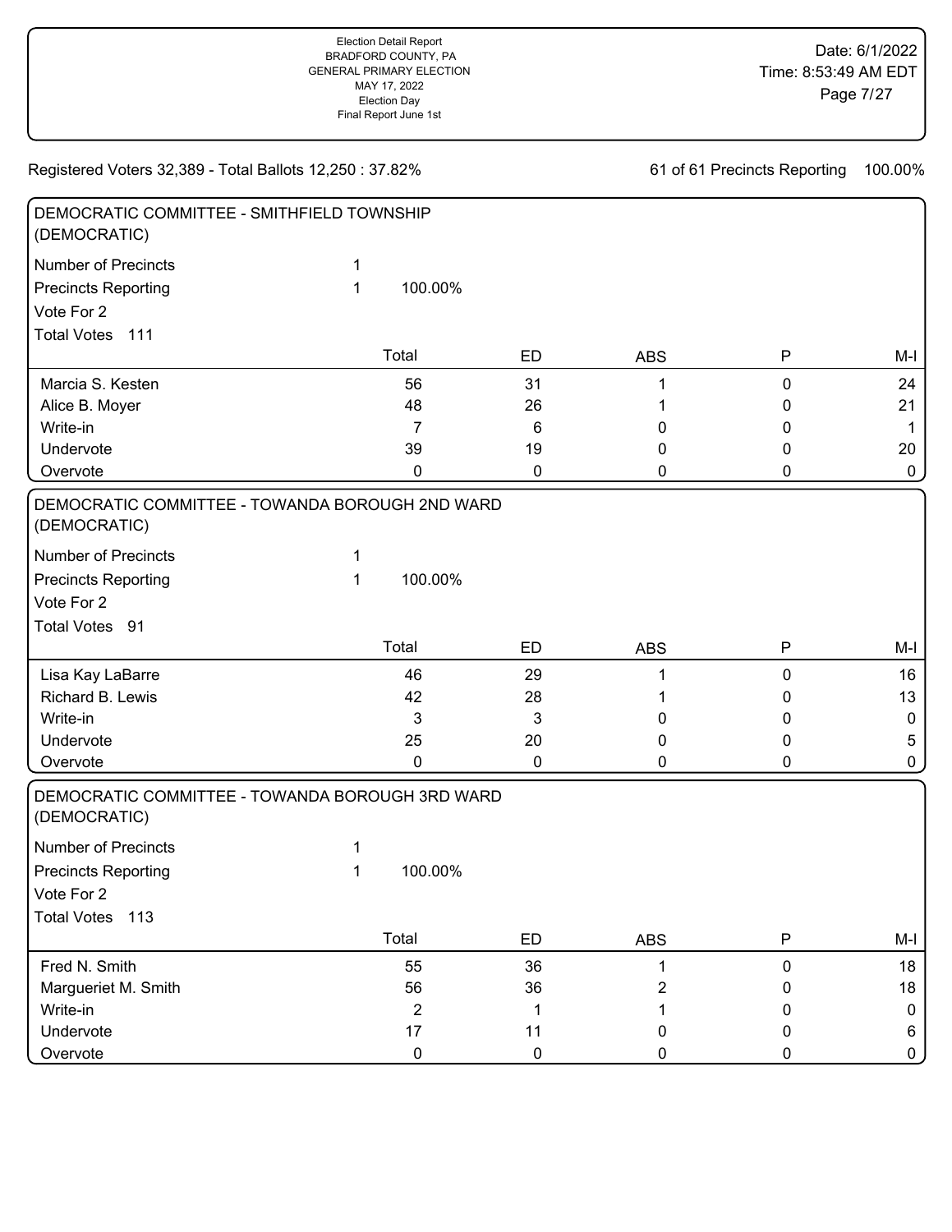Registered Voters 32,389 - Total Ballots 12,250 : 37.82%

61 of 61 Precincts Reporting 100.00%

## DEMOCRATIC COMMITTEE - SMITHFIELD TOWNSHIP (DEMOCRATIC)

Number of Precincts 1
Precincts Reporting 1 100.00%
Vote For 2
Total Votes 111

| | Total | ED | ABS | P | M-I |
|---|---|---|---|---|---|
| Marcia S. Kesten | 56 | 31 | 1 | 0 | 24 |
| Alice B. Moyer | 48 | 26 | 1 | 0 | 21 |
| Write-in | 7 | 6 | 0 | 0 | 1 |
| Undervote | 39 | 19 | 0 | 0 | 20 |
| Overvote | 0 | 0 | 0 | 0 | 0 |

## DEMOCRATIC COMMITTEE - TOWANDA BOROUGH 2ND WARD (DEMOCRATIC)

Number of Precincts 1
Precincts Reporting 1 100.00%
Vote For 2
Total Votes 91

| | Total | ED | ABS | P | M-I |
|---|---|---|---|---|---|
| Lisa Kay LaBarre | 46 | 29 | 1 | 0 | 16 |
| Richard B. Lewis | 42 | 28 | 1 | 0 | 13 |
| Write-in | 3 | 3 | 0 | 0 | 0 |
| Undervote | 25 | 20 | 0 | 0 | 5 |
| Overvote | 0 | 0 | 0 | 0 | 0 |

## DEMOCRATIC COMMITTEE - TOWANDA BOROUGH 3RD WARD (DEMOCRATIC)

Number of Precincts 1
Precincts Reporting 1 100.00%
Vote For 2
Total Votes 113

| | Total | ED | ABS | P | M-I |
|---|---|---|---|---|---|
| Fred N. Smith | 55 | 36 | 1 | 0 | 18 |
| Marguerite M. Smith | 56 | 36 | 2 | 0 | 18 |
| Write-in | 2 | 1 | 1 | 0 | 0 |
| Undervote | 17 | 11 | 0 | 0 | 6 |
| Overvote | 0 | 0 | 0 | 0 | 0 |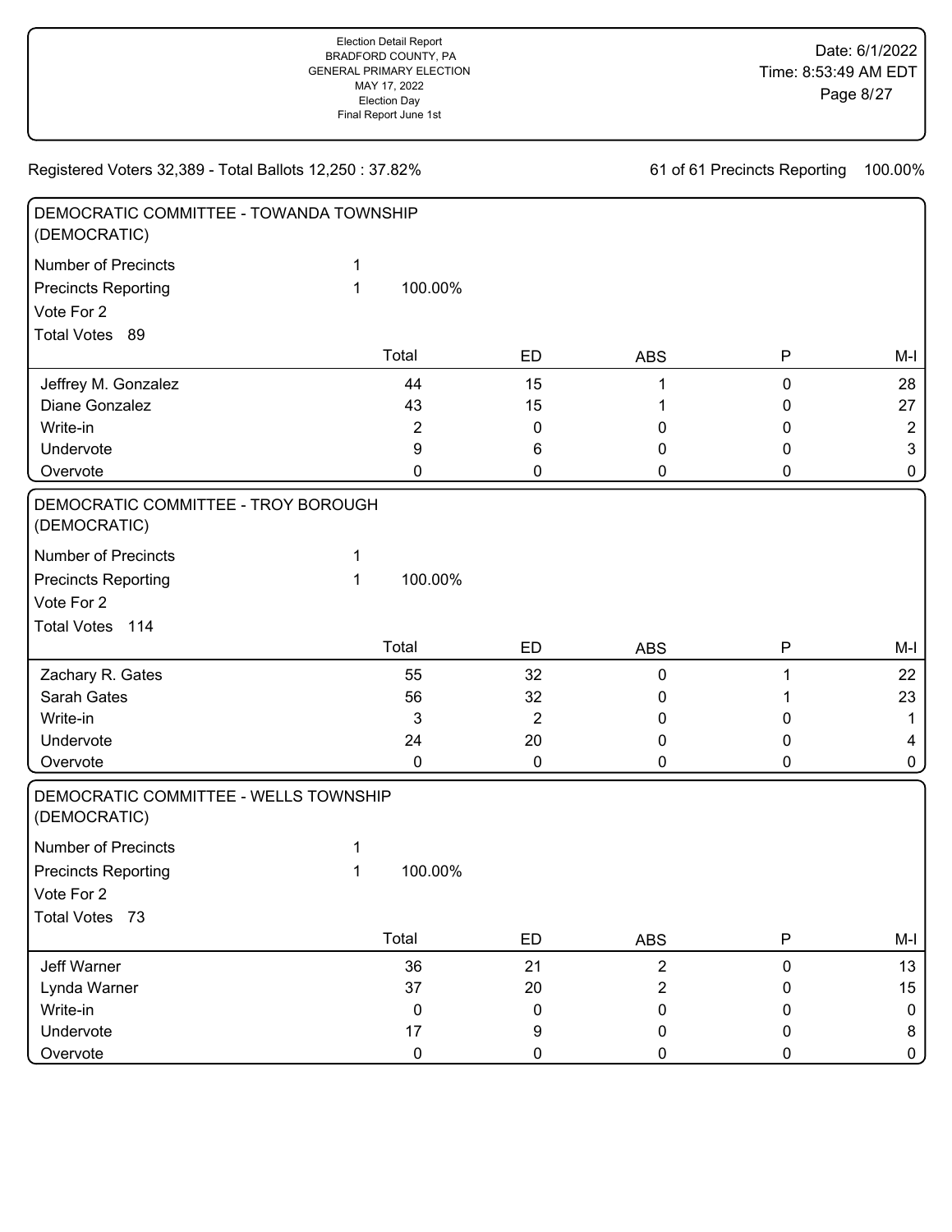Election Detail Report
BRADFORD COUNTY, PA
GENERAL PRIMARY ELECTION
MAY 17, 2022
Election Day
Final Report June 1st

Date: 6/1/2022
Time: 8:53:49 AM EDT

Registered Voters 32,389 - Total Ballots 12,250 : 37.82%

61 of 61 Precincts Reporting 100.00%

## DEMOCRATIC COMMITTEE - TOWANDA TOWNSHIP (DEMOCRATIC)

Number of Precincts 1
Precincts Reporting 1 100.00%
Vote For 2
Total Votes 89

| | Total | ED | ABS | P | M-I |
|---|---|---|---|---|---|
| Jeffrey M. Gonzalez | 44 | 15 | 1 | 0 | 28 |
| Diane Gonzalez | 43 | 15 | 1 | 0 | 27 |
| Write-in | 2 | 0 | 0 | 0 | 2 |
| Undervote | 9 | 6 | 0 | 0 | 3 |
| Overvote | 0 | 0 | 0 | 0 | 0 |

## DEMOCRATIC COMMITTEE - TROY BOROUGH (DEMOCRATIC)

Number of Precincts 1
Precincts Reporting 1 100.00%
Vote For 2
Total Votes 114

| | Total | ED | ABS | P | M-I |
|---|---|---|---|---|---|
| Zachary R. Gates | 55 | 32 | 0 | 1 | 22 |
| Sarah Gates | 56 | 32 | 0 | 1 | 23 |
| Write-in | 3 | 2 | 0 | 0 | 1 |
| Undervote | 24 | 20 | 0 | 0 | 4 |
| Overvote | 0 | 0 | 0 | 0 | 0 |

## DEMOCRATIC COMMITTEE - WELLS TOWNSHIP (DEMOCRATIC)

Number of Precincts 1
Precincts Reporting 1 100.00%
Vote For 2
Total Votes 73

| | Total | ED | ABS | P | M-I |
|---|---|---|---|---|---|
| Jeff Warner | 36 | 21 | 2 | 0 | 13 |
| Lynda Warner | 37 | 20 | 2 | 0 | 15 |
| Write-in | 0 | 0 | 0 | 0 | 0 |
| Undervote | 17 | 9 | 0 | 0 | 8 |
| Overvote | 0 | 0 | 0 | 0 | 0 |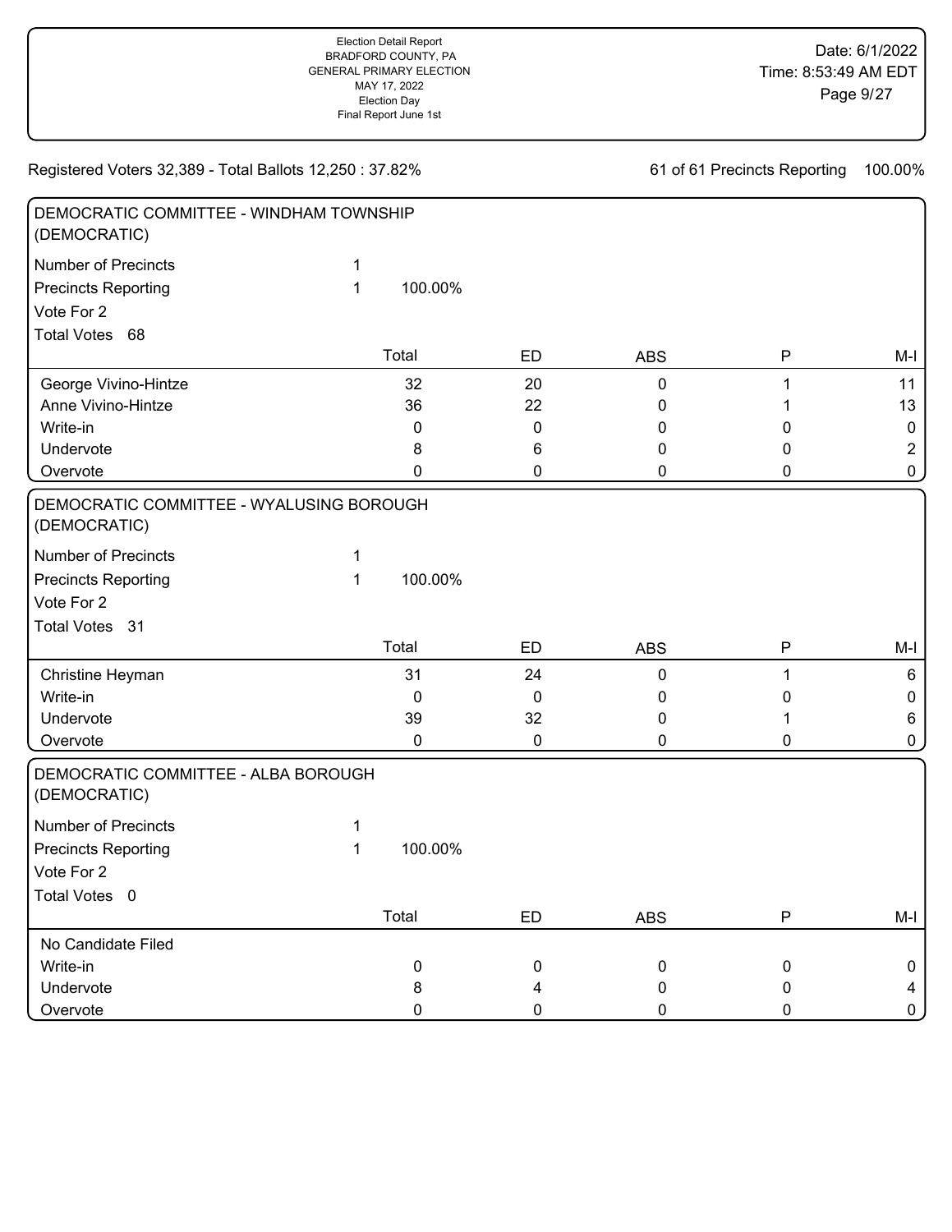Registered Voters 32,389 - Total Ballots 12,250 : 37.82%

61 of 61 Precincts Reporting 100.00%

## DEMOCRATIC COMMITTEE - WINDHAM TOWNSHIP (DEMOCRATIC)

Number of Precincts 1

Precincts Reporting 1 100.00%

Vote For 2

Total Votes 68

| | Total | ED | ABS | P | M-I |
|---|---|---|---|---|---|
| George Vivino-Hintze | 32 | 20 | 0 | 1 | 11 |
| Anne Vivino-Hintze | 36 | 22 | 0 | 1 | 13 |
| Write-in | 0 | 0 | 0 | 0 | 0 |
| Undervote | 8 | 6 | 0 | 0 | 2 |
| Overvote | 0 | 0 | 0 | 0 | 0 |

## DEMOCRATIC COMMITTEE - WYALUSING BOROUGH (DEMOCRATIC)

Number of Precincts 1

Precincts Reporting 1 100.00%

Vote For 2

Total Votes 31

| | Total | ED | ABS | P | M-I |
|---|---|---|---|---|---|
| Christine Heyman | 31 | 24 | 0 | 1 | 6 |
| Write-in | 0 | 0 | 0 | 0 | 0 |
| Undervote | 39 | 32 | 0 | 1 | 6 |
| Overvote | 0 | 0 | 0 | 0 | 0 |

## DEMOCRATIC COMMITTEE - ALBA BOROUGH (DEMOCRATIC)

Number of Precincts 1

Precincts Reporting 1 100.00%

Vote For 2

Total Votes 0

| | Total | ED | ABS | P | M-I |
|---|---|---|---|---|---|
| No Candidate Filed | | | | | |
| Write-in | 0 | 0 | 0 | 0 | 0 |
| Undervote | 8 | 4 | 0 | 0 | 4 |
| Overvote | 0 | 0 | 0 | 0 | 0 |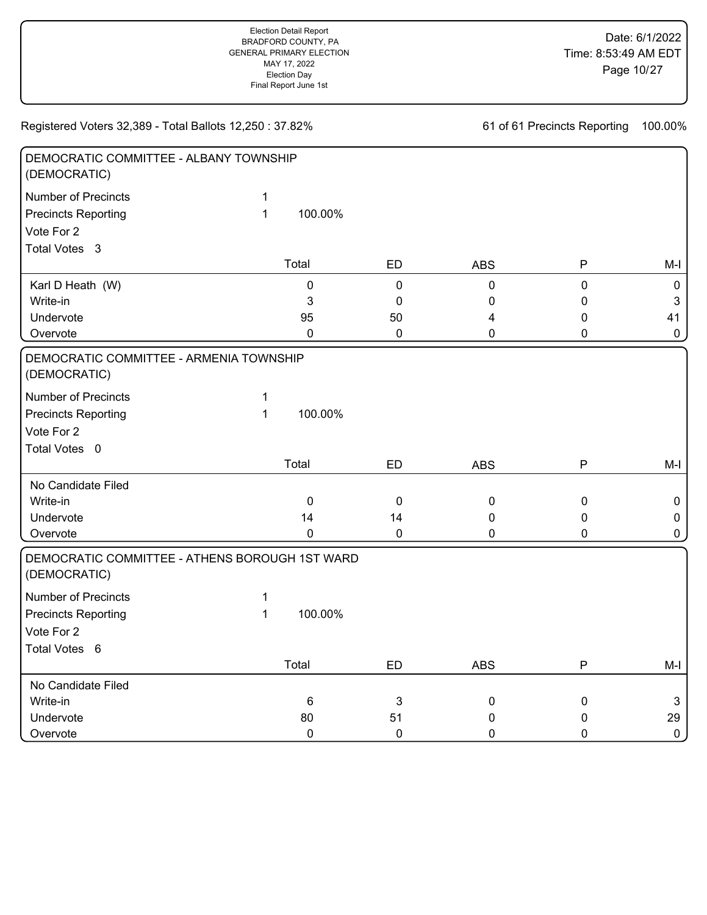Registered Voters 32,389 - Total Ballots 12,250 : 37.82%

61 of 61 Precincts Reporting 100.00%

## DEMOCRATIC COMMITTEE - ALBANY TOWNSHIP (DEMOCRATIC)

Number of Precincts 1
Precincts Reporting 1 100.00%
Vote For 2
Total Votes 3

| | Total | ED | ABS | P | M-I |
|---|---|---|---|---|---|
| Karl D Heath (W) | 0 | 0 | 0 | 0 | 0 |
| Write-in | 3 | 0 | 0 | 0 | 3 |
| Undervote | 95 | 50 | 4 | 0 | 41 |
| Overvote | 0 | 0 | 0 | 0 | 0 |

## DEMOCRATIC COMMITTEE - ARMENIA TOWNSHIP (DEMOCRATIC)

Number of Precincts 1
Precincts Reporting 1 100.00%
Vote For 2
Total Votes 0

| | Total | ED | ABS | P | M-I |
|---|---|---|---|---|---|
| No Candidate Filed | | | | | |
| Write-in | 0 | 0 | 0 | 0 | 0 |
| Undervote | 14 | 14 | 0 | 0 | 0 |
| Overvote | 0 | 0 | 0 | 0 | 0 |

## DEMOCRATIC COMMITTEE - ATHENS BOROUGH 1ST WARD (DEMOCRATIC)

Number of Precincts 1
Precincts Reporting 1 100.00%
Vote For 2
Total Votes 6

| | Total | ED | ABS | P | M-I |
|---|---|---|---|---|---|
| No Candidate Filed | | | | | |
| Write-in | 6 | 3 | 0 | 0 | 3 |
| Undervote | 80 | 51 | 0 | 0 | 29 |
| Overvote | 0 | 0 | 0 | 0 | 0 |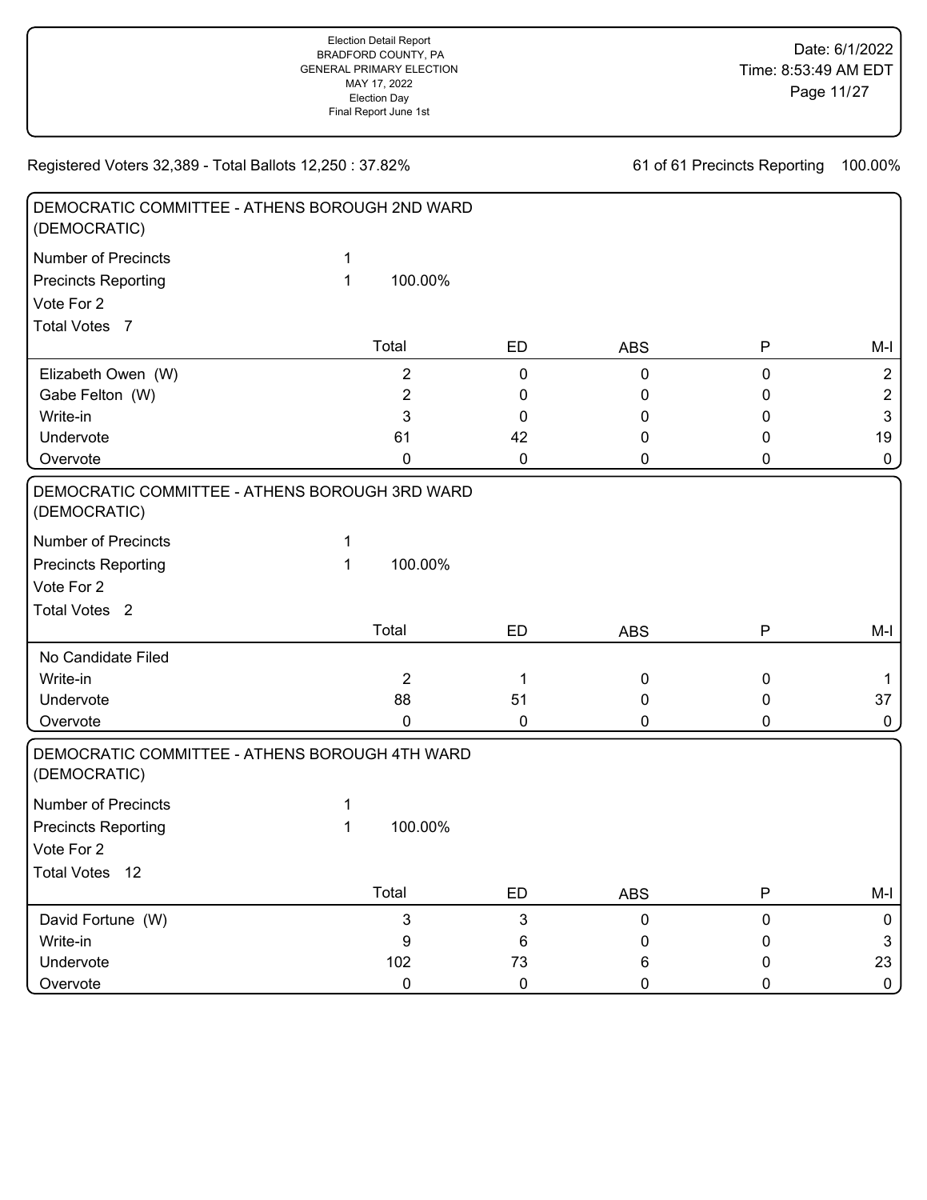Registered Voters 32,389 - Total Ballots 12,250 : 37.82%

61 of 61 Precincts Reporting 100.00%

## DEMOCRATIC COMMITTEE - ATHENS BOROUGH 2ND WARD (DEMOCRATIC)

Number of Precincts 1

Precincts Reporting 1 100.00%

Vote For 2

Total Votes 7

| | Total | ED | ABS | P | M-I |
|---|---|---|---|---|---|
| Elizabeth Owen (W) | 2 | 0 | 0 | 0 | 2 |
| Gabe Felton (W) | 2 | 0 | 0 | 0 | 2 |
| Write-in | 3 | 0 | 0 | 0 | 3 |
| Undervote | 61 | 42 | 0 | 0 | 19 |
| Overvote | 0 | 0 | 0 | 0 | 0 |

## DEMOCRATIC COMMITTEE - ATHENS BOROUGH 3RD WARD (DEMOCRATIC)

Number of Precincts 1

Precincts Reporting 1 100.00%

Vote For 2

Total Votes 2

| | Total | ED | ABS | P | M-I |
|---|---|---|---|---|---|
| No Candidate Filed | | | | | |
| Write-in | 2 | 1 | 0 | 0 | 1 |
| Undervote | 88 | 51 | 0 | 0 | 37 |
| Overvote | 0 | 0 | 0 | 0 | 0 |

## DEMOCRATIC COMMITTEE - ATHENS BOROUGH 4TH WARD (DEMOCRATIC)

Number of Precincts 1

Precincts Reporting 1 100.00%

Vote For 2

Total Votes 12

| | Total | ED | ABS | P | M-I |
|---|---|---|---|---|---|
| David Fortune (W) | 3 | 3 | 0 | 0 | 0 |
| Write-in | 9 | 6 | 0 | 0 | 3 |
| Undervote | 102 | 73 | 6 | 0 | 23 |
| Overvote | 0 | 0 | 0 | 0 | 0 |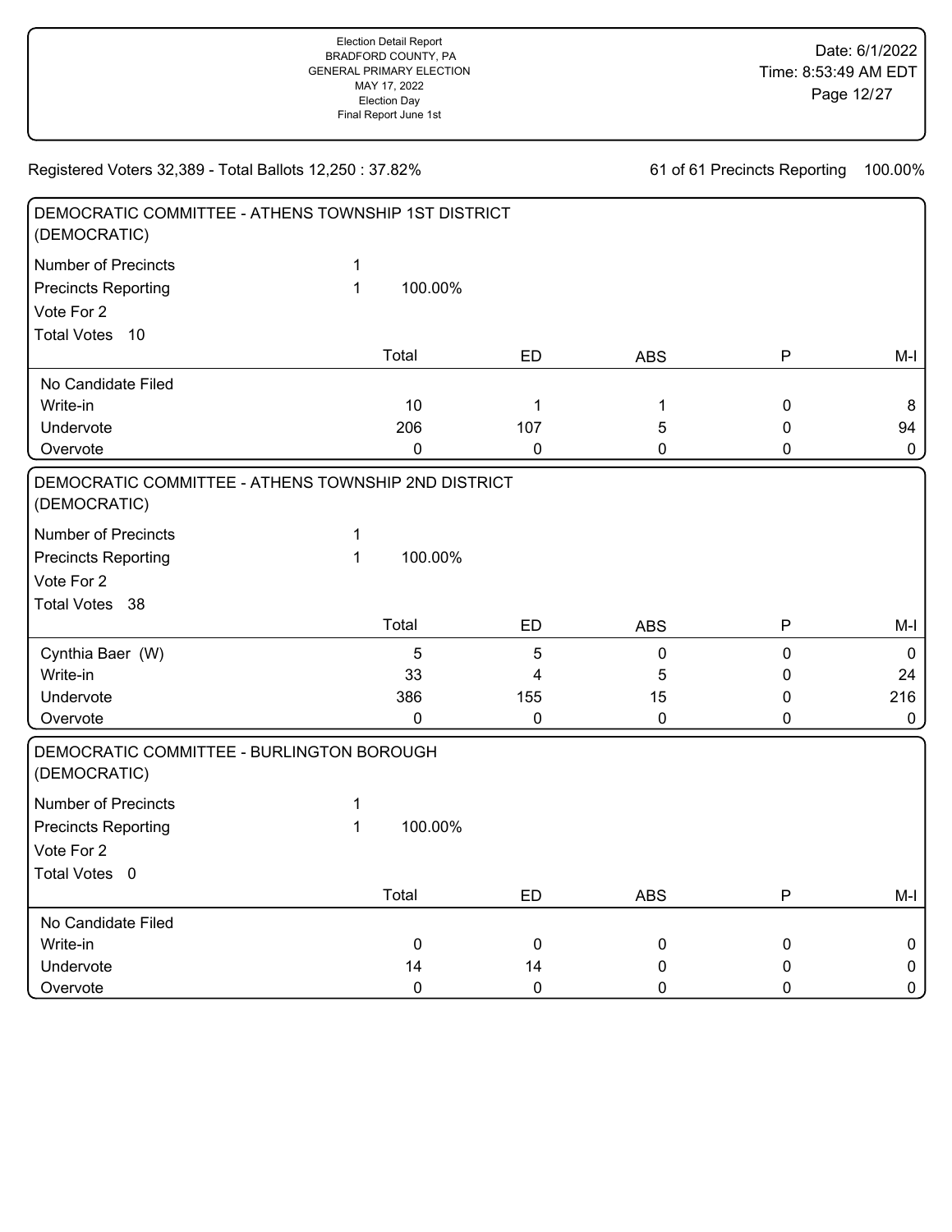Registered Voters 32,389 - Total Ballots 12,250 : 37.82%

61 of 61 Precincts Reporting 100.00%

## DEMOCRATIC COMMITTEE - ATHENS TOWNSHIP 1ST DISTRICT (DEMOCRATIC)

Number of Precincts 1
Precincts Reporting 1 100.00%
Vote For 2
Total Votes 10

| | Total | ED | ABS | P | M-I |
|---|---|---|---|---|---|
| No Candidate Filed | | | | | |
| Write-in | 10 | 1 | 1 | 0 | 8 |
| Undervote | 206 | 107 | 5 | 0 | 94 |
| Overvote | 0 | 0 | 0 | 0 | 0 |

## DEMOCRATIC COMMITTEE - ATHENS TOWNSHIP 2ND DISTRICT (DEMOCRATIC)

Number of Precincts 1
Precincts Reporting 1 100.00%
Vote For 2
Total Votes 38

| | Total | ED | ABS | P | M-I |
|---|---|---|---|---|---|
| Cynthia Baer (W) | 5 | 5 | 0 | 0 | 0 |
| Write-in | 33 | 4 | 5 | 0 | 24 |
| Undervote | 386 | 155 | 15 | 0 | 216 |
| Overvote | 0 | 0 | 0 | 0 | 0 |

## DEMOCRATIC COMMITTEE - BURLINGTON BOROUGH (DEMOCRATIC)

Number of Precincts 1
Precincts Reporting 1 100.00%
Vote For 2
Total Votes 0

| | Total | ED | ABS | P | M-I |
|---|---|---|---|---|---|
| No Candidate Filed | | | | | |
| Write-in | 0 | 0 | 0 | 0 | 0 |
| Undervote | 14 | 14 | 0 | 0 | 0 |
| Overvote | 0 | 0 | 0 | 0 | 0 |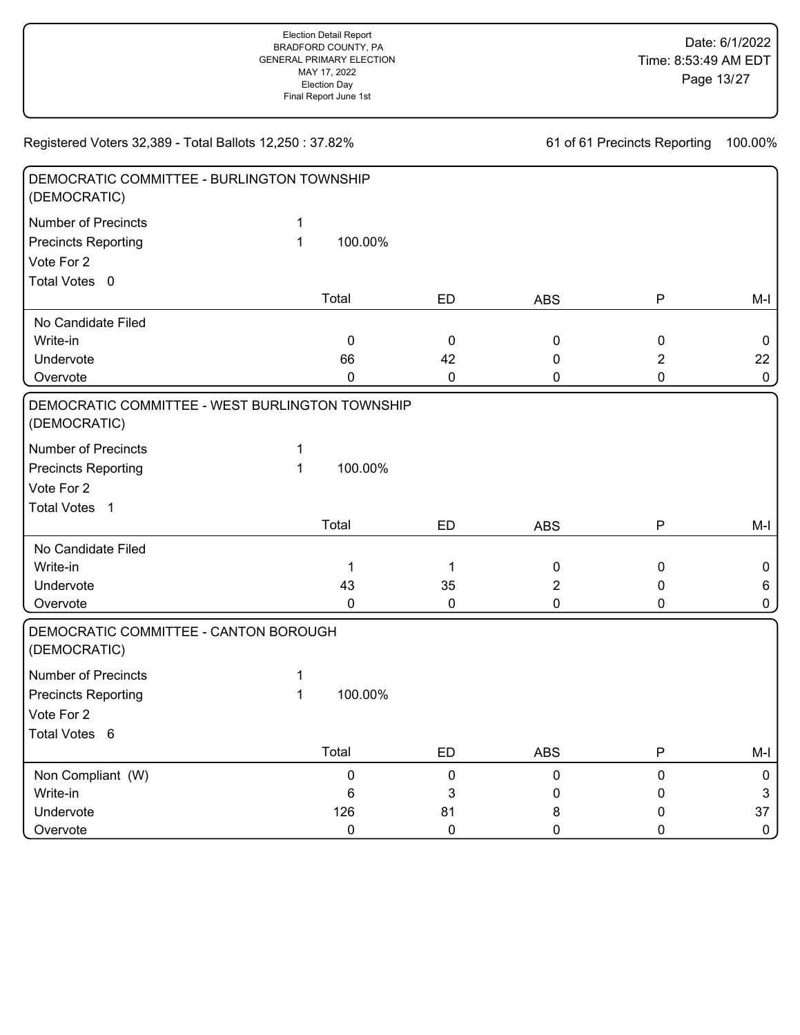Registered Voters 32,389 - Total Ballots 12,250 : 37.82%

61 of 61 Precincts Reporting 100.00%

## DEMOCRATIC COMMITTEE - BURLINGTON TOWNSHIP (DEMOCRATIC)

Number of Precincts 1
Precincts Reporting 1 100.00%
Vote For 2
Total Votes 0

| | Total | ED | ABS | P | M-I |
|---|---|---|---|---|---|
| No Candidate Filed | | | | | |
| Write-in | 0 | 0 | 0 | 0 | 0 |
| Undervote | 66 | 42 | 0 | 2 | 22 |
| Overvote | 0 | 0 | 0 | 0 | 0 |

## DEMOCRATIC COMMITTEE - WEST BURLINGTON TOWNSHIP (DEMOCRATIC)

Number of Precincts 1
Precincts Reporting 1 100.00%
Vote For 2
Total Votes 1

| | Total | ED | ABS | P | M-I |
|---|---|---|---|---|---|
| No Candidate Filed | | | | | |
| Write-in | 1 | 1 | 0 | 0 | 0 |
| Undervote | 43 | 35 | 2 | 0 | 6 |
| Overvote | 0 | 0 | 0 | 0 | 0 |

## DEMOCRATIC COMMITTEE - CANTON BOROUGH (DEMOCRATIC)

Number of Precincts 1
Precincts Reporting 1 100.00%
Vote For 2
Total Votes 6

| | Total | ED | ABS | P | M-I |
|---|---|---|---|---|---|
| Non Compliant (W) | 0 | 0 | 0 | 0 | 0 |
| Write-in | 6 | 3 | 0 | 0 | 3 |
| Undervote | 126 | 81 | 8 | 0 | 37 |
| Overvote | 0 | 0 | 0 | 0 | 0 |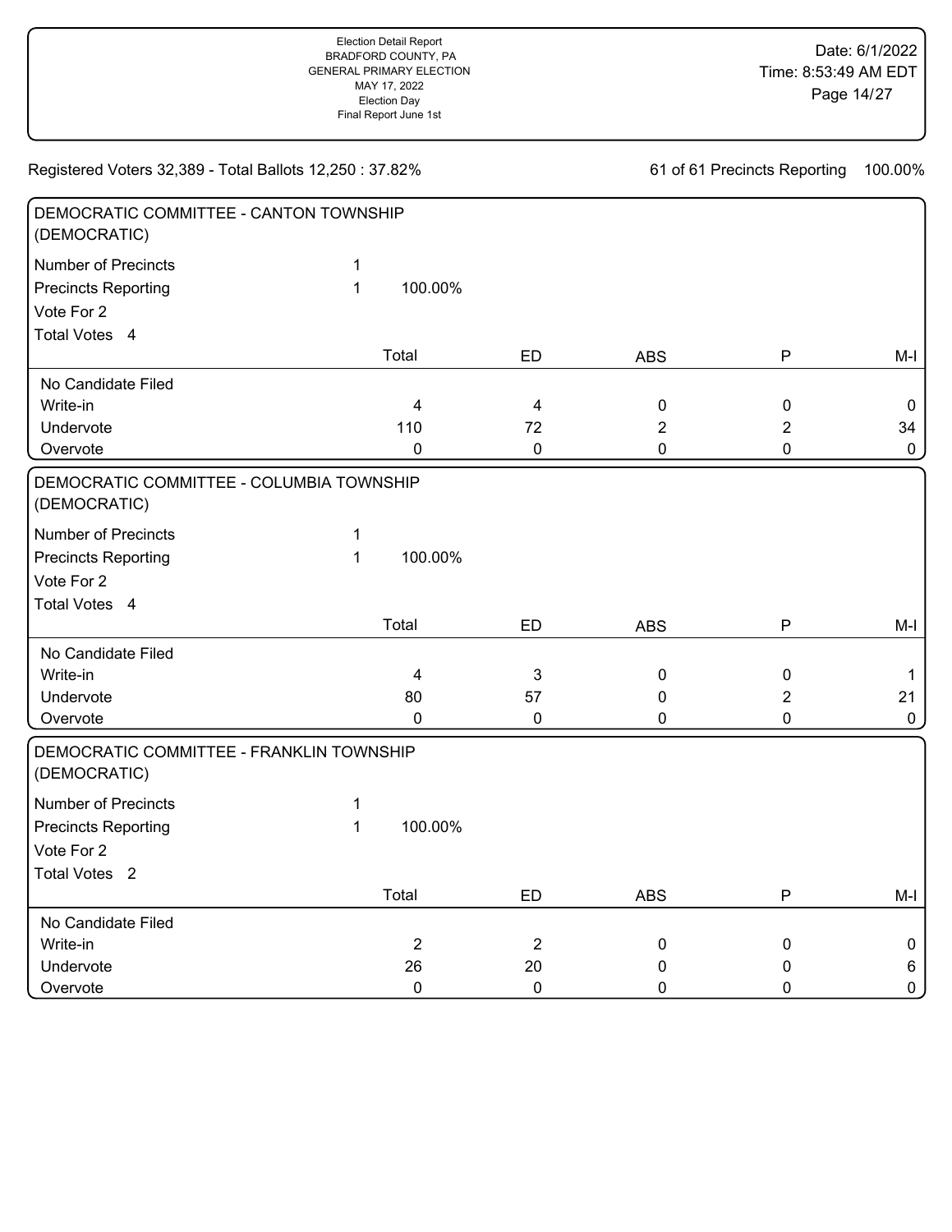Registered Voters 32,389 - Total Ballots 12,250 : 37.82%

61 of 61 Precincts Reporting 100.00%

## DEMOCRATIC COMMITTEE - CANTON TOWNSHIP (DEMOCRATIC)

Number of Precincts 1

Precincts Reporting 1 100.00%

Vote For 2

Total Votes 4

| | Total | ED | ABS | P | M-I |
|---|---|---|---|---|---|
| No Candidate Filed | | | | | |
| Write-in | 4 | 4 | 0 | 0 | 0 |
| Undervote | 110 | 72 | 2 | 2 | 34 |
| Overvote | 0 | 0 | 0 | 0 | 0 |

## DEMOCRATIC COMMITTEE - COLUMBIA TOWNSHIP (DEMOCRATIC)

Number of Precincts 1

Precincts Reporting 1 100.00%

Vote For 2

Total Votes 4

| | Total | ED | ABS | P | M-I |
|---|---|---|---|---|---|
| No Candidate Filed | | | | | |
| Write-in | 4 | 3 | 0 | 0 | 1 |
| Undervote | 80 | 57 | 0 | 2 | 21 |
| Overvote | 0 | 0 | 0 | 0 | 0 |

## DEMOCRATIC COMMITTEE - FRANKLIN TOWNSHIP (DEMOCRATIC)

Number of Precincts 1

Precincts Reporting 1 100.00%

Vote For 2

Total Votes 2

| | Total | ED | ABS | P | M-I |
|---|---|---|---|---|---|
| No Candidate Filed | | | | | |
| Write-in | 2 | 2 | 0 | 0 | 0 |
| Undervote | 26 | 20 | 0 | 0 | 6 |
| Overvote | 0 | 0 | 0 | 0 | 0 |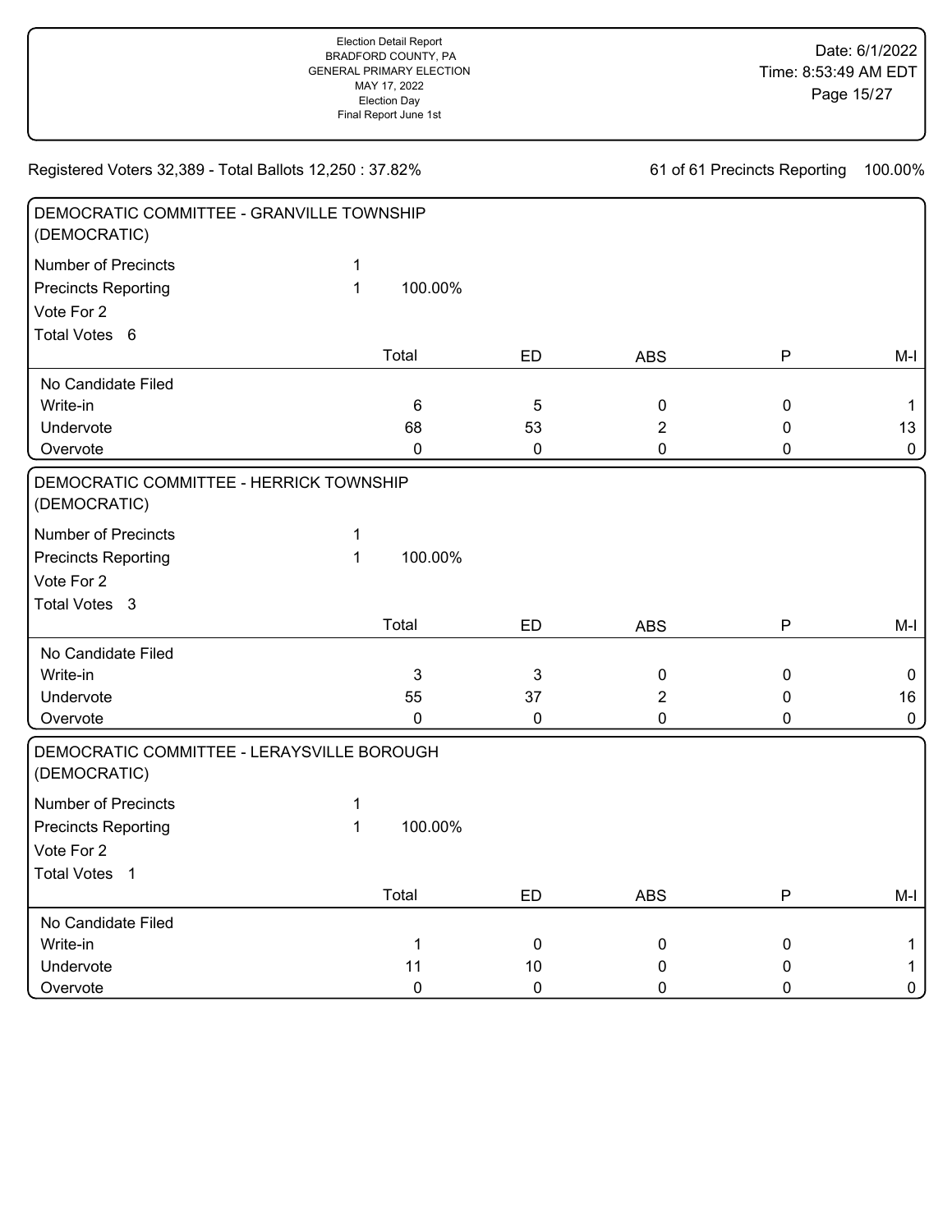Registered Voters 32,389 - Total Ballots 12,250 : 37.82%

61 of 61 Precincts Reporting 100.00%

## DEMOCRATIC COMMITTEE - GRANVILLE TOWNSHIP (DEMOCRATIC)

Number of Precincts 1
Precincts Reporting 1 100.00%
Vote For 2
Total Votes 6

| | Total | ED | ABS | P | M-I |
|---|---|---|---|---|---|
| No Candidate Filed | | | | | |
| Write-in | 6 | 5 | 0 | 0 | 1 |
| Undervote | 68 | 53 | 2 | 0 | 13 |
| Overvote | 0 | 0 | 0 | 0 | 0 |

## DEMOCRATIC COMMITTEE - HERRICK TOWNSHIP (DEMOCRATIC)

Number of Precincts 1
Precincts Reporting 1 100.00%
Vote For 2
Total Votes 3

| | Total | ED | ABS | P | M-I |
|---|---|---|---|---|---|
| No Candidate Filed | | | | | |
| Write-in | 3 | 3 | 0 | 0 | 0 |
| Undervote | 55 | 37 | 2 | 0 | 16 |
| Overvote | 0 | 0 | 0 | 0 | 0 |

## DEMOCRATIC COMMITTEE - LERAYSVILLE BOROUGH (DEMOCRATIC)

Number of Precincts 1
Precincts Reporting 1 100.00%
Vote For 2
Total Votes 1

| | Total | ED | ABS | P | M-I |
|---|---|---|---|---|---|
| No Candidate Filed | | | | | |
| Write-in | 1 | 0 | 0 | 0 | 1 |
| Undervote | 11 | 10 | 0 | 0 | 1 |
| Overvote | 0 | 0 | 0 | 0 | 0 |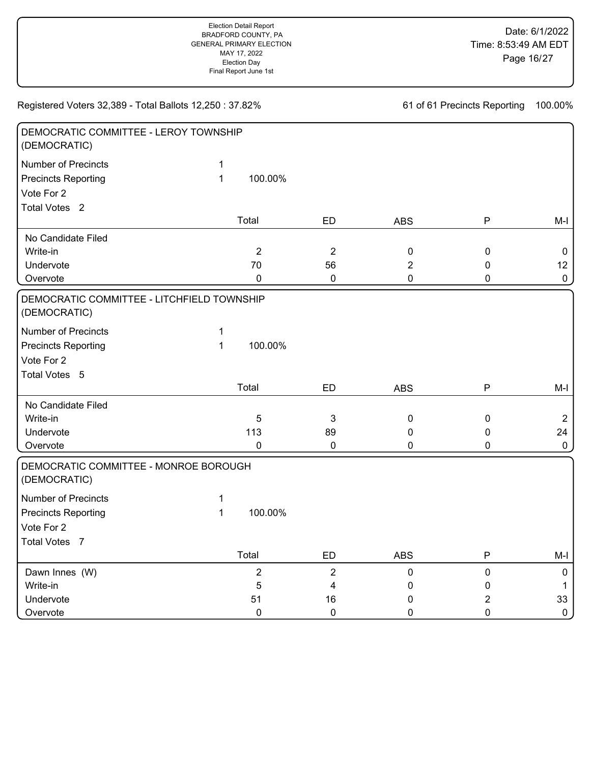Registered Voters 32,389 - Total Ballots 12,250 : 37.82%

61 of 61 Precincts Reporting 100.00%

## DEMOCRATIC COMMITTEE - LEROY TOWNSHIP (DEMOCRATIC)

Number of Precincts 1
Precincts Reporting 1 100.00%
Vote For 2
Total Votes 2

| | Total | ED | ABS | P | M-I |
|---|---|---|---|---|---|
| No Candidate Filed | | | | | |
| Write-in | 2 | 2 | 0 | 0 | 0 |
| Undervote | 70 | 56 | 2 | 0 | 12 |
| Overvote | 0 | 0 | 0 | 0 | 0 |

## DEMOCRATIC COMMITTEE - LITCHFIELD TOWNSHIP (DEMOCRATIC)

Number of Precincts 1
Precincts Reporting 1 100.00%
Vote For 2
Total Votes 5

| | Total | ED | ABS | P | M-I |
|---|---|---|---|---|---|
| No Candidate Filed | | | | | |
| Write-in | 5 | 3 | 0 | 0 | 2 |
| Undervote | 113 | 89 | 0 | 0 | 24 |
| Overvote | 0 | 0 | 0 | 0 | 0 |

## DEMOCRATIC COMMITTEE - MONROE BOROUGH (DEMOCRATIC)

Number of Precincts 1
Precincts Reporting 1 100.00%
Vote For 2
Total Votes 7

| | Total | ED | ABS | P | M-I |
|---|---|---|---|---|---|
| Dawn Innes (W) | 2 | 2 | 0 | 0 | 0 |
| Write-in | 5 | 4 | 0 | 0 | 1 |
| Undervote | 51 | 16 | 0 | 2 | 33 |
| Overvote | 0 | 0 | 0 | 0 | 0 |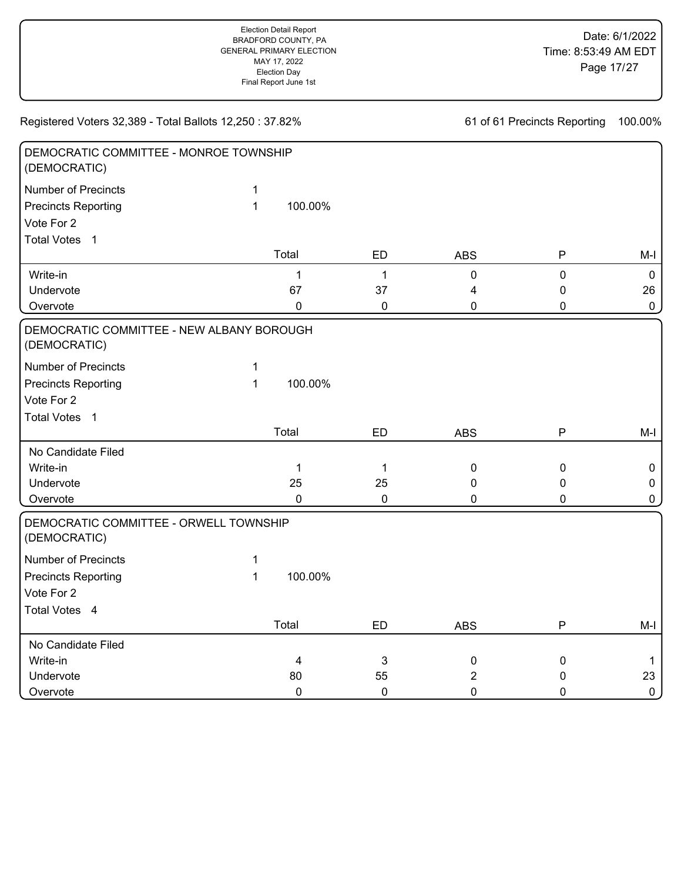Registered Voters 32,389 - Total Ballots 12,250 : 37.82%

61 of 61 Precincts Reporting 100.00%

## DEMOCRATIC COMMITTEE - MONROE TOWNSHIP (DEMOCRATIC)

Number of Precincts 1

Precincts Reporting 1 100.00%

Vote For 2

Total Votes 1

| | Total | ED | ABS | P | M-I |
|---|---|---|---|---|---|
| Write-in | 1 | 1 | 0 | 0 | 0 |
| Undervote | 67 | 37 | 4 | 0 | 26 |
| Overvote | 0 | 0 | 0 | 0 | 0 |

## DEMOCRATIC COMMITTEE - NEW ALBANY BOROUGH (DEMOCRATIC)

Number of Precincts 1

Precincts Reporting 1 100.00%

Vote For 2

Total Votes 1

| | Total | ED | ABS | P | M-I |
|---|---|---|---|---|---|
| No Candidate Filed | | | | | |
| Write-in | 1 | 1 | 0 | 0 | 0 |
| Undervote | 25 | 25 | 0 | 0 | 0 |
| Overvote | 0 | 0 | 0 | 0 | 0 |

## DEMOCRATIC COMMITTEE - ORWELL TOWNSHIP (DEMOCRATIC)

Number of Precincts 1

Precincts Reporting 1 100.00%

Vote For 2

Total Votes 4

| | Total | ED | ABS | P | M-I |
|---|---|---|---|---|---|
| No Candidate Filed | | | | | |
| Write-in | 4 | 3 | 0 | 0 | 1 |
| Undervote | 80 | 55 | 2 | 0 | 23 |
| Overvote | 0 | 0 | 0 | 0 | 0 |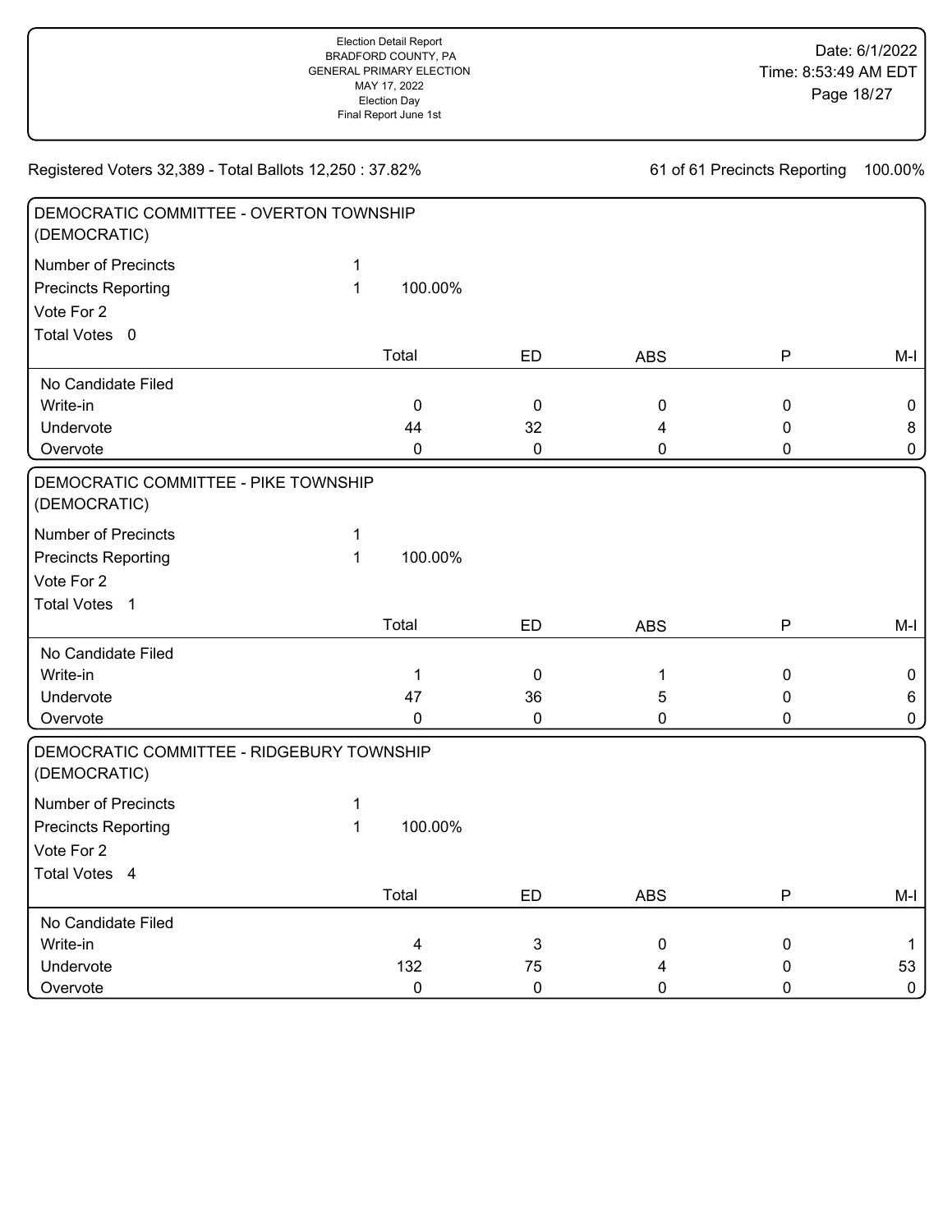Registered Voters 32,389 - Total Ballots 12,250 : 37.82%

61 of 61 Precincts Reporting 100.00%

## DEMOCRATIC COMMITTEE - OVERTON TOWNSHIP (DEMOCRATIC)

Number of Precincts 1
Precincts Reporting 1 100.00%
Vote For 2
Total Votes 0

| | Total | ED | ABS | P | M-I |
|---|---|---|---|---|---|
| No Candidate Filed | | | | | |
| Write-in | 0 | 0 | 0 | 0 | 0 |
| Undervote | 44 | 32 | 4 | 0 | 8 |
| Overvote | 0 | 0 | 0 | 0 | 0 |

## DEMOCRATIC COMMITTEE - PIKE TOWNSHIP (DEMOCRATIC)

Number of Precincts 1
Precincts Reporting 1 100.00%
Vote For 2
Total Votes 1

| | Total | ED | ABS | P | M-I |
|---|---|---|---|---|---|
| No Candidate Filed | | | | | |
| Write-in | 1 | 0 | 1 | 0 | 0 |
| Undervote | 47 | 36 | 5 | 0 | 6 |
| Overvote | 0 | 0 | 0 | 0 | 0 |

## DEMOCRATIC COMMITTEE - RIDGEBURY TOWNSHIP (DEMOCRATIC)

Number of Precincts 1
Precincts Reporting 1 100.00%
Vote For 2
Total Votes 4

| | Total | ED | ABS | P | M-I |
|---|---|---|---|---|---|
| No Candidate Filed | | | | | |
| Write-in | 4 | 3 | 0 | 0 | 1 |
| Undervote | 132 | 75 | 4 | 0 | 53 |
| Overvote | 0 | 0 | 0 | 0 | 0 |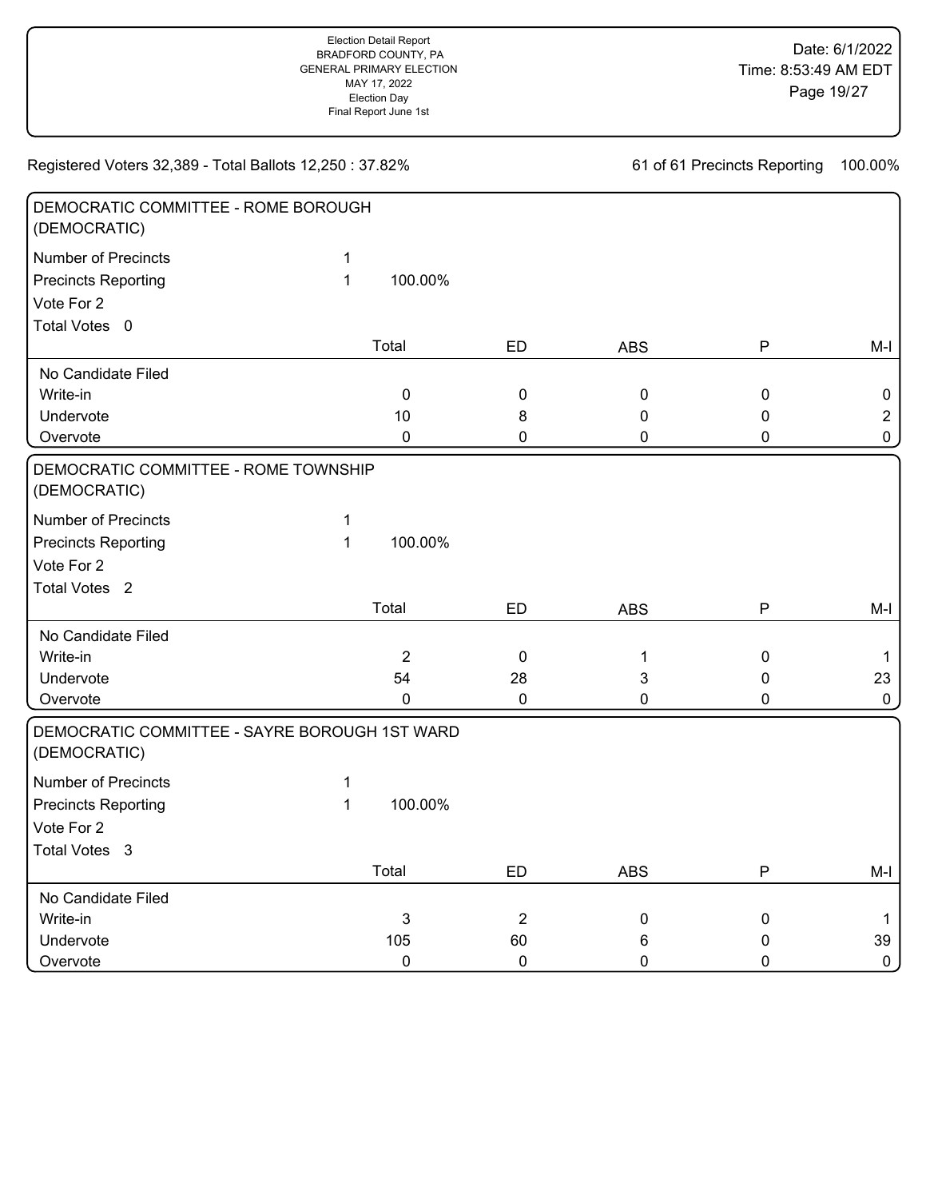Registered Voters 32,389 - Total Ballots 12,250 : 37.82%

61 of 61 Precincts Reporting 100.00%

## DEMOCRATIC COMMITTEE - ROME BOROUGH (DEMOCRATIC)

Number of Precincts 1

Precincts Reporting 1 100.00%

Vote For 2

Total Votes 0

| | Total | ED | ABS | P | M-I |
|---|---|---|---|---|---|
| No Candidate Filed | | | | | |
| Write-in | 0 | 0 | 0 | 0 | 0 |
| Undervote | 10 | 8 | 0 | 0 | 2 |
| Overvote | 0 | 0 | 0 | 0 | 0 |

## DEMOCRATIC COMMITTEE - ROME TOWNSHIP (DEMOCRATIC)

Number of Precincts 1

Precincts Reporting 1 100.00%

Vote For 2

Total Votes 2

| | Total | ED | ABS | P | M-I |
|---|---|---|---|---|---|
| No Candidate Filed | | | | | |
| Write-in | 2 | 0 | 1 | 0 | 1 |
| Undervote | 54 | 28 | 3 | 0 | 23 |
| Overvote | 0 | 0 | 0 | 0 | 0 |

## DEMOCRATIC COMMITTEE - SAYRE BOROUGH 1ST WARD (DEMOCRATIC)

Number of Precincts 1

Precincts Reporting 1 100.00%

Vote For 2

Total Votes 3

| | Total | ED | ABS | P | M-I |
|---|---|---|---|---|---|
| No Candidate Filed | | | | | |
| Write-in | 3 | 2 | 0 | 0 | 1 |
| Undervote | 105 | 60 | 6 | 0 | 39 |
| Overvote | 0 | 0 | 0 | 0 | 0 |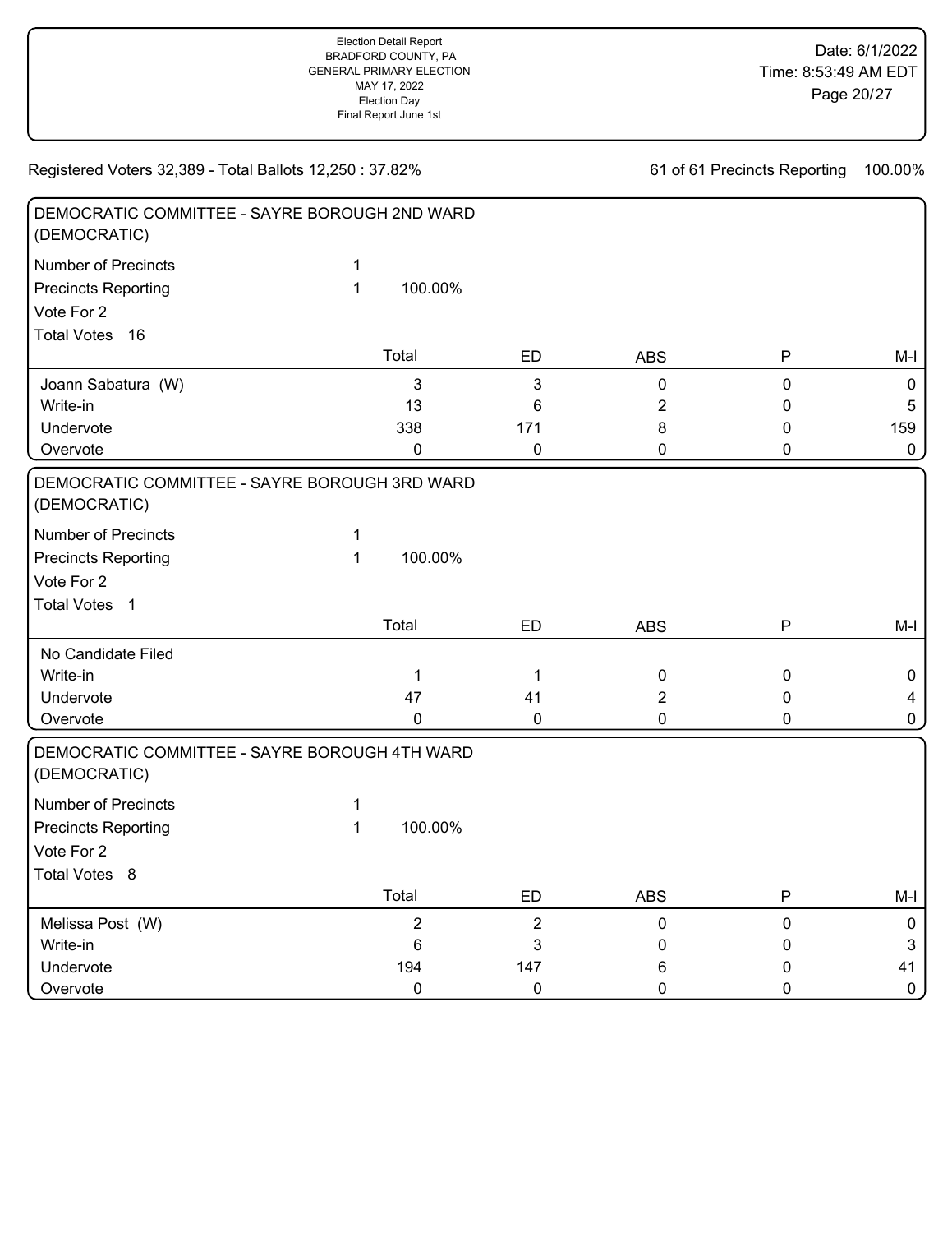Registered Voters 32,389 - Total Ballots 12,250 : 37.82%

61 of 61 Precincts Reporting 100.00%

## DEMOCRATIC COMMITTEE - SAYRE BOROUGH 2ND WARD (DEMOCRATIC)

Number of Precincts 1

Precincts Reporting 1 100.00%

Vote For 2

Total Votes 16

| | Total | ED | ABS | P | M-I |
|---|---|---|---|---|---|
| Joann Sabatura (W) | 3 | 3 | 0 | 0 | 0 |
| Write-in | 13 | 6 | 2 | 0 | 5 |
| Undervote | 338 | 171 | 8 | 0 | 159 |
| Overvote | 0 | 0 | 0 | 0 | 0 |

## DEMOCRATIC COMMITTEE - SAYRE BOROUGH 3RD WARD (DEMOCRATIC)

Number of Precincts 1

Precincts Reporting 1 100.00%

Vote For 2

Total Votes 1

| | Total | ED | ABS | P | M-I |
|---|---|---|---|---|---|
| No Candidate Filed | | | | | |
| Write-in | 1 | 1 | 0 | 0 | 0 |
| Undervote | 47 | 41 | 2 | 0 | 4 |
| Overvote | 0 | 0 | 0 | 0 | 0 |

## DEMOCRATIC COMMITTEE - SAYRE BOROUGH 4TH WARD (DEMOCRATIC)

Number of Precincts 1

Precincts Reporting 1 100.00%

Vote For 2

Total Votes 8

| | Total | ED | ABS | P | M-I |
|---|---|---|---|---|---|
| Melissa Post (W) | 2 | 2 | 0 | 0 | 0 |
| Write-in | 6 | 3 | 0 | 0 | 3 |
| Undervote | 194 | 147 | 6 | 0 | 41 |
| Overvote | 0 | 0 | 0 | 0 | 0 |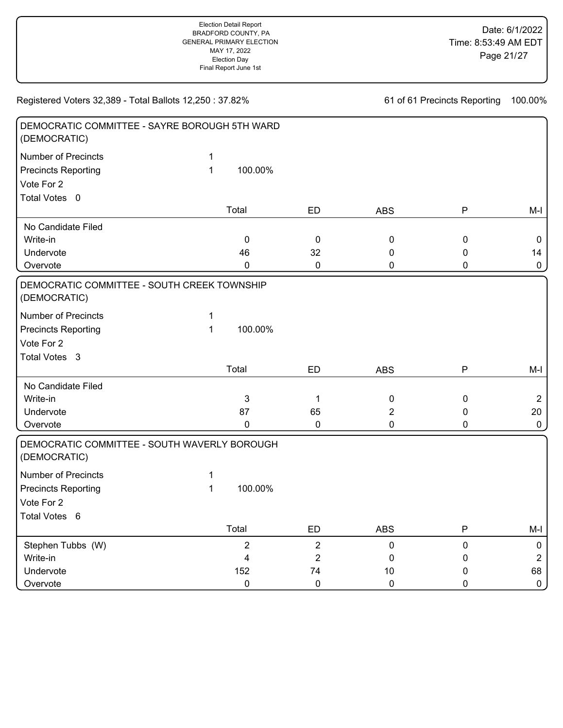Registered Voters 32,389 - Total Ballots 12,250 : 37.82%

61 of 61 Precincts Reporting 100.00%

## DEMOCRATIC COMMITTEE - SAYRE BOROUGH 5TH WARD (DEMOCRATIC)

Number of Precincts 1
Precincts Reporting 1 100.00%
Vote For 2
Total Votes 0

| | Total | ED | ABS | P | M-I |
|---|---|---|---|---|---|
| No Candidate Filed | | | | | |
| Write-in | 0 | 0 | 0 | 0 | 0 |
| Undervote | 46 | 32 | 0 | 0 | 14 |
| Overvote | 0 | 0 | 0 | 0 | 0 |

## DEMOCRATIC COMMITTEE - SOUTH CREEK TOWNSHIP (DEMOCRATIC)

Number of Precincts 1
Precincts Reporting 1 100.00%
Vote For 2
Total Votes 3

| | Total | ED | ABS | P | M-I |
|---|---|---|---|---|---|
| No Candidate Filed | | | | | |
| Write-in | 3 | 1 | 0 | 0 | 2 |
| Undervote | 87 | 65 | 2 | 0 | 20 |
| Overvote | 0 | 0 | 0 | 0 | 0 |

## DEMOCRATIC COMMITTEE - SOUTH WAVERLY BOROUGH (DEMOCRATIC)

Number of Precincts 1
Precincts Reporting 1 100.00%
Vote For 2
Total Votes 6

| | Total | ED | ABS | P | M-I |
|---|---|---|---|---|---|
| Stephen Tubbs (W) | 2 | 2 | 0 | 0 | 0 |
| Write-in | 4 | 2 | 0 | 0 | 2 |
| Undervote | 152 | 74 | 10 | 0 | 68 |
| Overvote | 0 | 0 | 0 | 0 | 0 |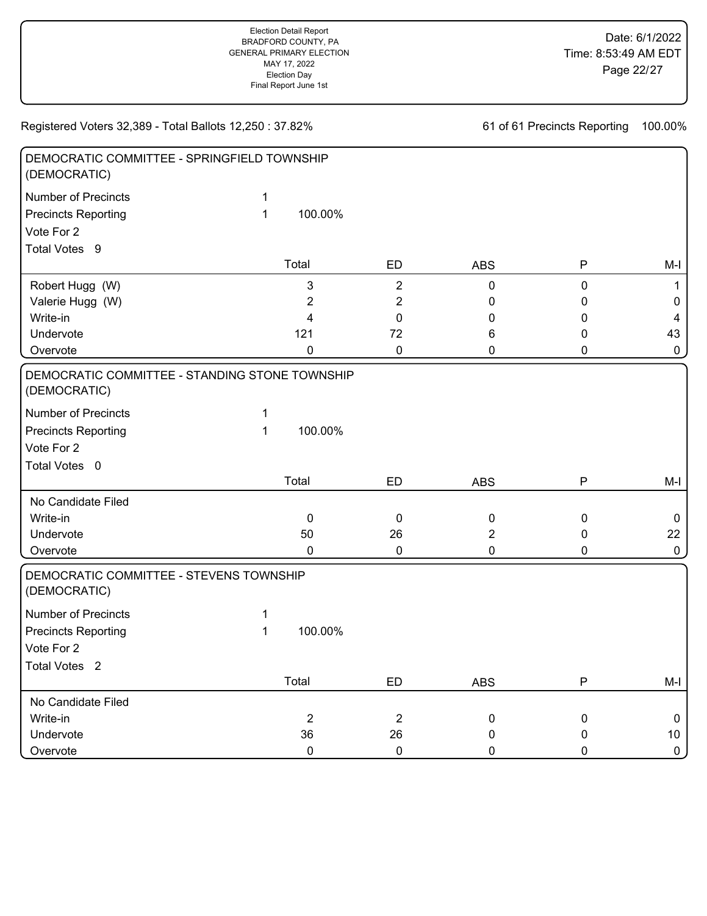Registered Voters 32,389 - Total Ballots 12,250 : 37.82%

61 of 61 Precincts Reporting 100.00%

## DEMOCRATIC COMMITTEE - SPRINGFIELD TOWNSHIP (DEMOCRATIC)

Number of Precincts 1

Precincts Reporting 1 100.00%

Vote For 2

Total Votes 9

| | Total | ED | ABS | P | M-I |
|---|---|---|---|---|---|
| Robert Hugg (W) | 3 | 2 | 0 | 0 | 1 |
| Valerie Hugg (W) | 2 | 2 | 0 | 0 | 0 |
| Write-in | 4 | 0 | 0 | 0 | 4 |
| Undervote | 121 | 72 | 6 | 0 | 43 |
| Overvote | 0 | 0 | 0 | 0 | 0 |

## DEMOCRATIC COMMITTEE - STANDING STONE TOWNSHIP (DEMOCRATIC)

Number of Precincts 1

Precincts Reporting 1 100.00%

Vote For 2

Total Votes 0

| | Total | ED | ABS | P | M-I |
|---|---|---|---|---|---|
| No Candidate Filed | | | | | |
| Write-in | 0 | 0 | 0 | 0 | 0 |
| Undervote | 50 | 26 | 2 | 0 | 22 |
| Overvote | 0 | 0 | 0 | 0 | 0 |

## DEMOCRATIC COMMITTEE - STEVENS TOWNSHIP (DEMOCRATIC)

Number of Precincts 1

Precincts Reporting 1 100.00%

Vote For 2

Total Votes 2

| | Total | ED | ABS | P | M-I |
|---|---|---|---|---|---|
| No Candidate Filed | | | | | |
| Write-in | 2 | 2 | 0 | 0 | 0 |
| Undervote | 36 | 26 | 0 | 0 | 10 |
| Overvote | 0 | 0 | 0 | 0 | 0 |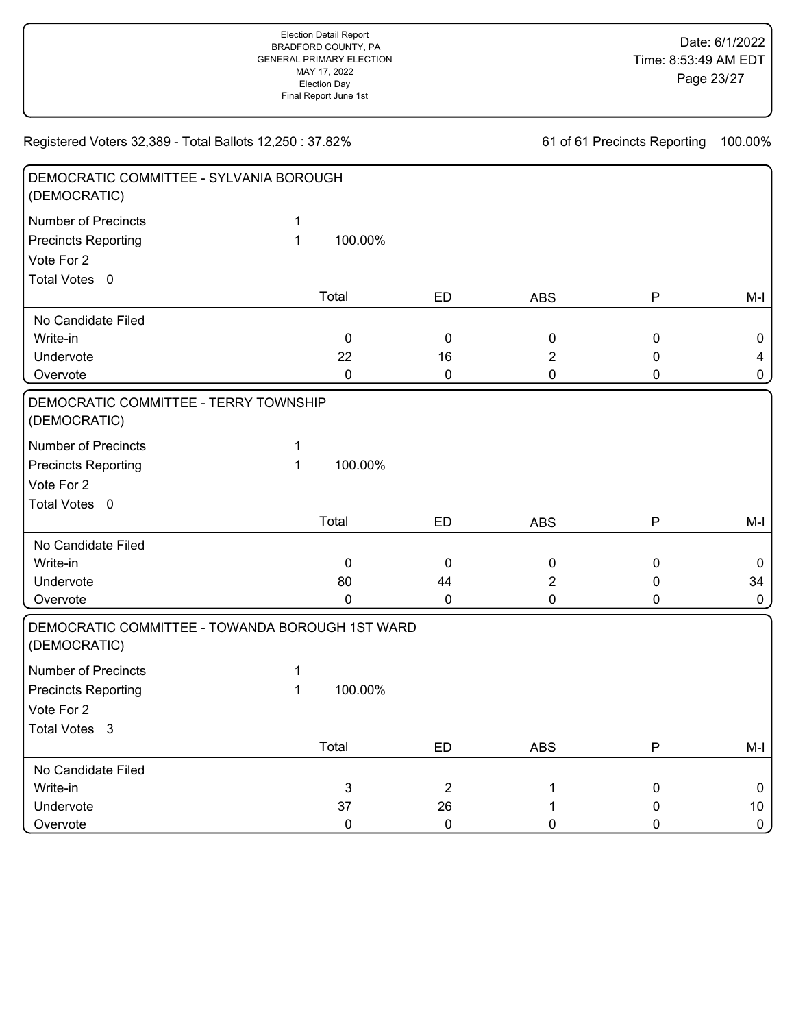Registered Voters 32,389 - Total Ballots 12,250 : 37.82%

61 of 61 Precincts Reporting 100.00%

## DEMOCRATIC COMMITTEE - SYLVANIA BOROUGH (DEMOCRATIC)

Number of Precincts 1
Precincts Reporting 1 100.00%
Vote For 2
Total Votes 0

| | Total | ED | ABS | P | M-I |
|---|---|---|---|---|---|
| No Candidate Filed | | | | | |
| Write-in | 0 | 0 | 0 | 0 | 0 |
| Undervote | 22 | 16 | 2 | 0 | 4 |
| Overvote | 0 | 0 | 0 | 0 | 0 |

## DEMOCRATIC COMMITTEE - TERRY TOWNSHIP (DEMOCRATIC)

Number of Precincts 1
Precincts Reporting 1 100.00%
Vote For 2
Total Votes 0

| | Total | ED | ABS | P | M-I |
|---|---|---|---|---|---|
| No Candidate Filed | | | | | |
| Write-in | 0 | 0 | 0 | 0 | 0 |
| Undervote | 80 | 44 | 2 | 0 | 34 |
| Overvote | 0 | 0 | 0 | 0 | 0 |

## DEMOCRATIC COMMITTEE - TOWANDA BOROUGH 1ST WARD (DEMOCRATIC)

Number of Precincts 1
Precincts Reporting 1 100.00%
Vote For 2
Total Votes 3

| | Total | ED | ABS | P | M-I |
|---|---|---|---|---|---|
| No Candidate Filed | | | | | |
| Write-in | 3 | 2 | 1 | 0 | 0 |
| Undervote | 37 | 26 | 1 | 0 | 10 |
| Overvote | 0 | 0 | 0 | 0 | 0 |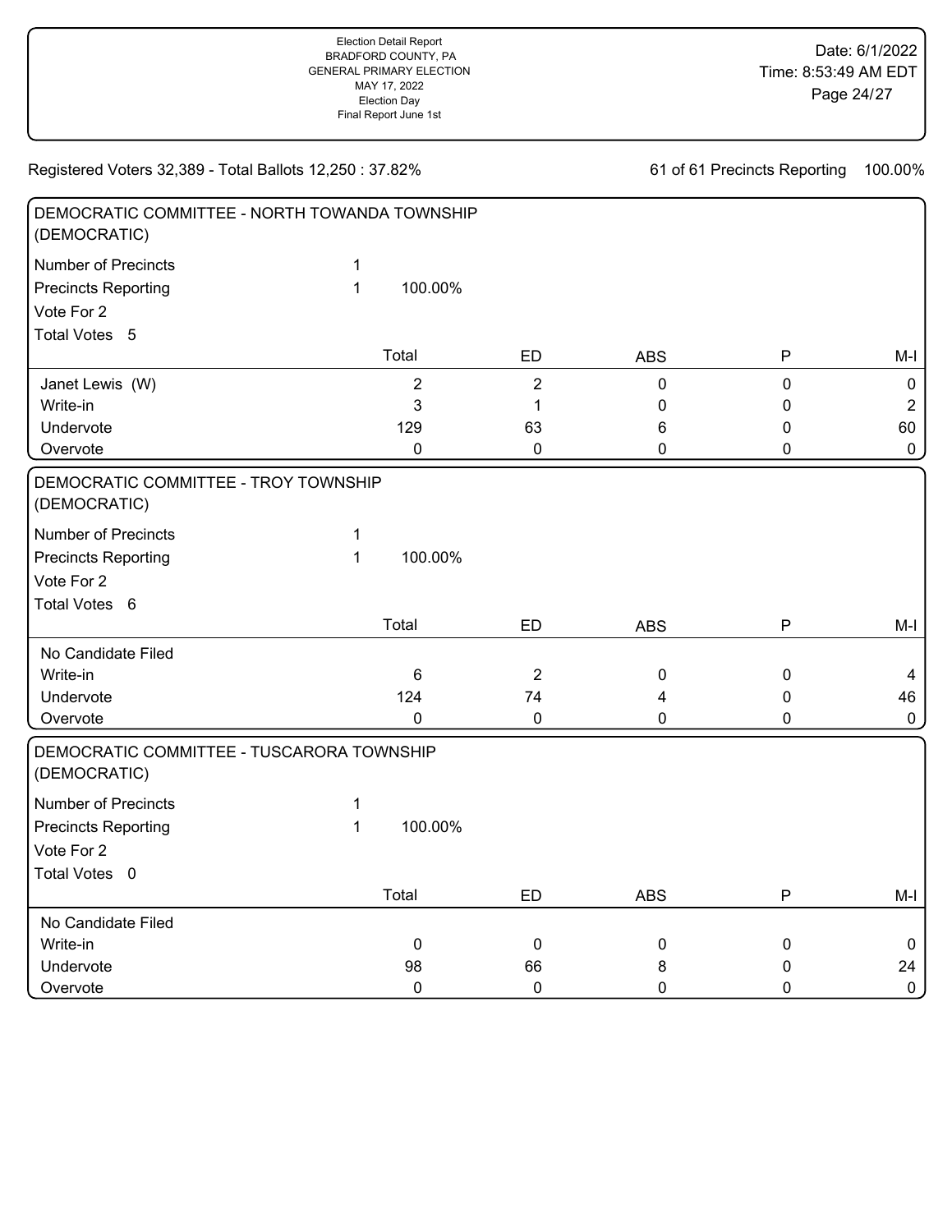Registered Voters 32,389 - Total Ballots 12,250 : 37.82%

61 of 61 Precincts Reporting 100.00%

## DEMOCRATIC COMMITTEE - NORTH TOWANDA TOWNSHIP (DEMOCRATIC)

Number of Precincts 1
Precincts Reporting 1 100.00%
Vote For 2
Total Votes 5

| | Total | ED | ABS | P | M-I |
|---|---|---|---|---|---|
| Janet Lewis (W) | 2 | 2 | 0 | 0 | 0 |
| Write-in | 3 | 1 | 0 | 0 | 2 |
| Undervote | 129 | 63 | 6 | 0 | 60 |
| Overvote | 0 | 0 | 0 | 0 | 0 |

## DEMOCRATIC COMMITTEE - TROY TOWNSHIP (DEMOCRATIC)

Number of Precincts 1
Precincts Reporting 1 100.00%
Vote For 2
Total Votes 6

| | Total | ED | ABS | P | M-I |
|---|---|---|---|---|---|
| No Candidate Filed | | | | | |
| Write-in | 6 | 2 | 0 | 0 | 4 |
| Undervote | 124 | 74 | 4 | 0 | 46 |
| Overvote | 0 | 0 | 0 | 0 | 0 |

## DEMOCRATIC COMMITTEE - TUSCARORA TOWNSHIP (DEMOCRATIC)

Number of Precincts 1
Precincts Reporting 1 100.00%
Vote For 2
Total Votes 0

| | Total | ED | ABS | P | M-I |
|---|---|---|---|---|---|
| No Candidate Filed | | | | | |
| Write-in | 0 | 0 | 0 | 0 | 0 |
| Undervote | 98 | 66 | 8 | 0 | 24 |
| Overvote | 0 | 0 | 0 | 0 | 0 |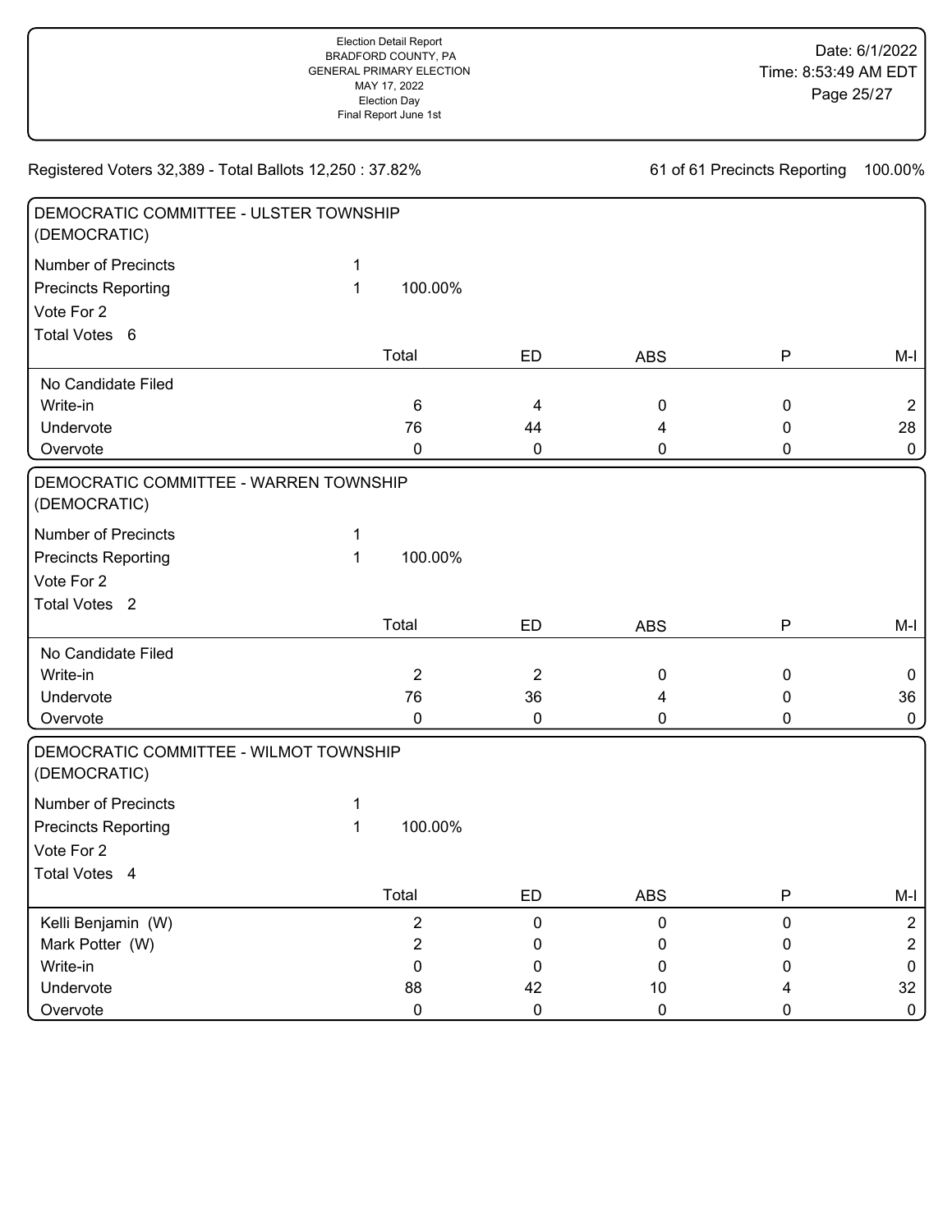Registered Voters 32,389 - Total Ballots 12,250 : 37.82%

61 of 61 Precincts Reporting 100.00%

## DEMOCRATIC COMMITTEE - ULSTER TOWNSHIP (DEMOCRATIC)

Number of Precincts 1
Precincts Reporting 1 100.00%
Vote For 2
Total Votes 6

| | Total | ED | ABS | P | M-I |
|---|---|---|---|---|---|
| No Candidate Filed | | | | | |
| Write-in | 6 | 4 | 0 | 0 | 2 |
| Undervote | 76 | 44 | 4 | 0 | 28 |
| Overvote | 0 | 0 | 0 | 0 | 0 |

## DEMOCRATIC COMMITTEE - WARREN TOWNSHIP (DEMOCRATIC)

Number of Precincts 1
Precincts Reporting 1 100.00%
Vote For 2
Total Votes 2

| | Total | ED | ABS | P | M-I |
|---|---|---|---|---|---|
| No Candidate Filed | | | | | |
| Write-in | 2 | 2 | 0 | 0 | 0 |
| Undervote | 76 | 36 | 4 | 0 | 36 |
| Overvote | 0 | 0 | 0 | 0 | 0 |

## DEMOCRATIC COMMITTEE - WILMOT TOWNSHIP (DEMOCRATIC)

Number of Precincts 1
Precincts Reporting 1 100.00%
Vote For 2
Total Votes 4

| | Total | ED | ABS | P | M-I |
|---|---|---|---|---|---|
| Kelli Benjamin (W) | 2 | 0 | 0 | 0 | 2 |
| Mark Potter (W) | 2 | 0 | 0 | 0 | 2 |
| Write-in | 0 | 0 | 0 | 0 | 0 |
| Undervote | 88 | 42 | 10 | 4 | 32 |
| Overvote | 0 | 0 | 0 | 0 | 0 |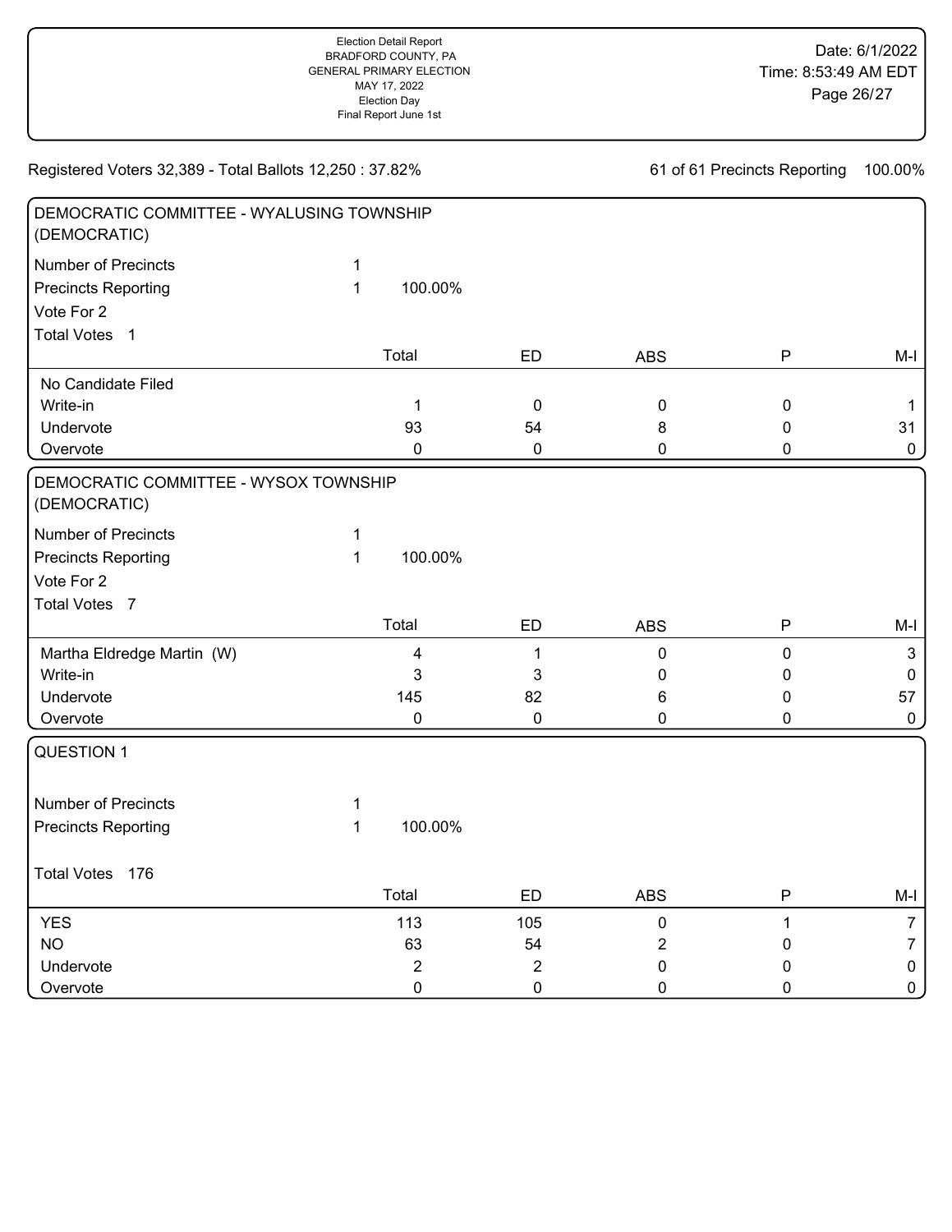Election Detail Report
BRADFORD COUNTY, PA
GENERAL PRIMARY ELECTION
MAY 17, 2022
Election Day
Final Report June 1st

Date: 6/1/2022
Time: 8:53:49 AM EDT

Registered Voters 32,389 - Total Ballots 12,250 : 37.82%

61 of 61 Precincts Reporting 100.00%

## DEMOCRATIC COMMITTEE - WYALUSING TOWNSHIP (DEMOCRATIC)

Number of Precincts 1
Precincts Reporting 1 100.00%
Vote For 2
Total Votes 1

| | Total | ED | ABS | P | M-I |
|---|---|---|---|---|---|
| No Candidate Filed | | | | | |
| Write-in | 1 | 0 | 0 | 0 | 1 |
| Undervote | 93 | 54 | 8 | 0 | 31 |
| Overvote | 0 | 0 | 0 | 0 | 0 |

## DEMOCRATIC COMMITTEE - WYSOX TOWNSHIP (DEMOCRATIC)

Number of Precincts 1
Precincts Reporting 1 100.00%
Vote For 2
Total Votes 7

| | Total | ED | ABS | P | M-I |
|---|---|---|---|---|---|
| Martha Eldredge Martin (W) | 4 | 1 | 0 | 0 | 3 |
| Write-in | 3 | 3 | 0 | 0 | 0 |
| Undervote | 145 | 82 | 6 | 0 | 57 |
| Overvote | 0 | 0 | 0 | 0 | 0 |

## QUESTION 1

Number of Precincts 1
Precincts Reporting 1 100.00%
Total Votes 176

| | Total | ED | ABS | P | M-I |
|---|---|---|---|---|---|
| YES | 113 | 105 | 0 | 1 | 7 |
| NO | 63 | 54 | 2 | 0 | 7 |
| Undervote | 2 | 2 | 0 | 0 | 0 |
| Overvote | 0 | 0 | 0 | 0 | 0 |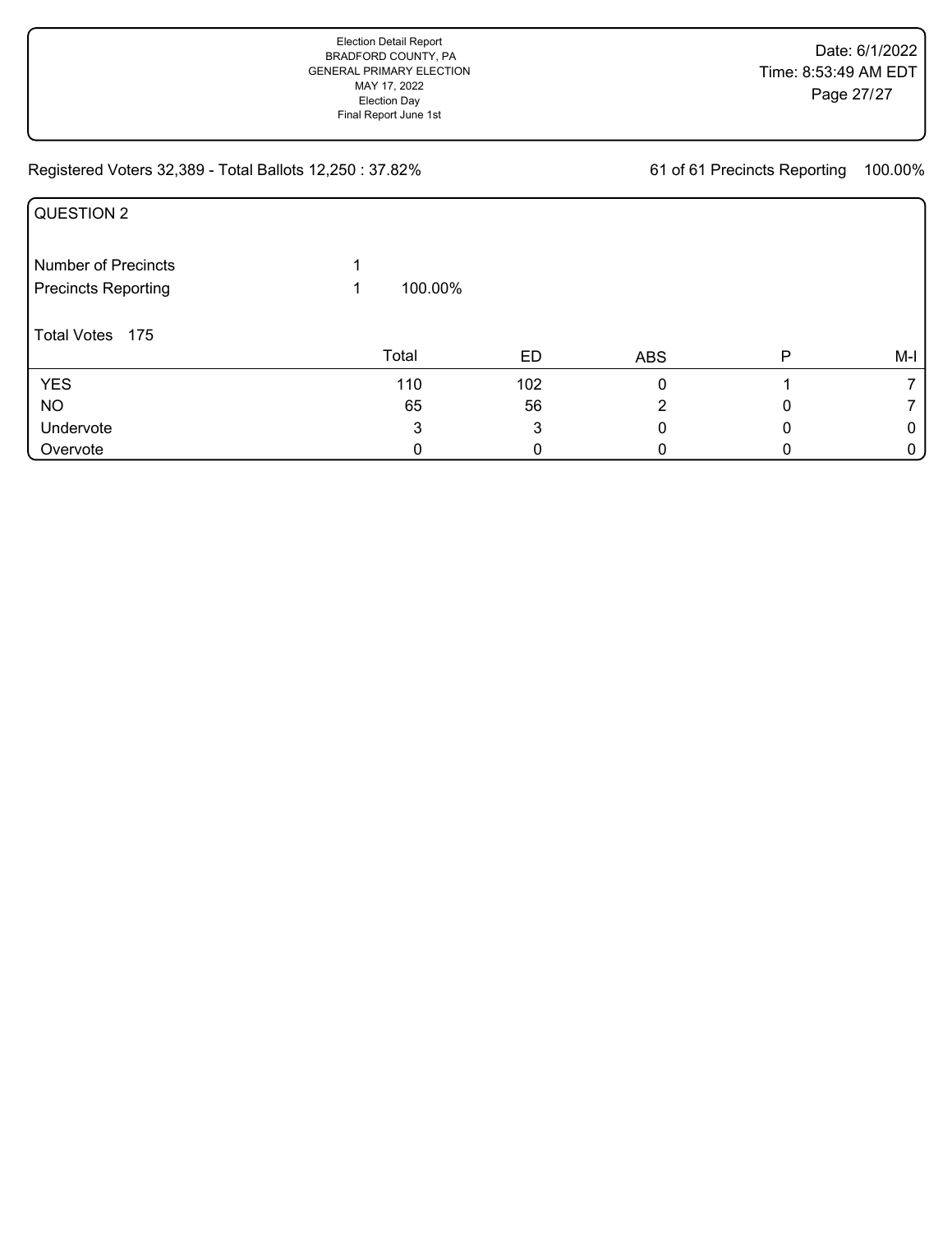Registered Voters 32,389 - Total Ballots 12,250 : 37.82%

61 of 61 Precincts Reporting 100.00%

## QUESTION 2

| Number of Precincts | 1 | |
|---|---|---|
| Precincts Reporting | 1 | 100.00% |

Total Votes 175

| | Total | ED | ABS | P | M-I |
|---|---|---|---|---|---|
| YES | 110 | 102 | 0 | 1 | 7 |
| NO | 65 | 56 | 2 | 0 | 7 |
| Undervote | 3 | 3 | 0 | 0 | 0 |
| Overvote | 0 | 0 | 0 | 0 | 0 |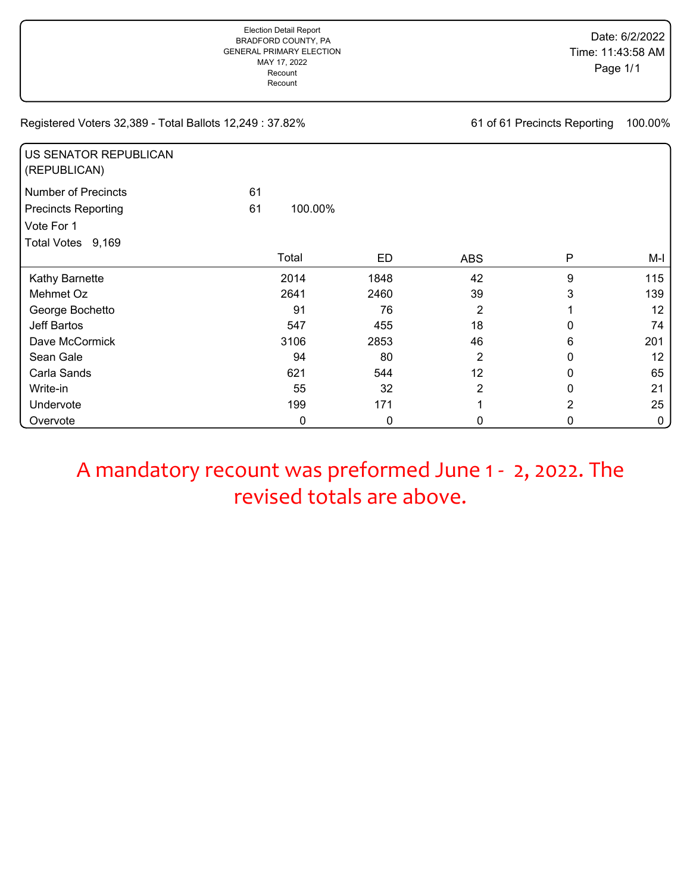Election Detail Report
BRADFORD COUNTY, PA
GENERAL PRIMARY ELECTION
MAY 17, 2022
Recount
Recount

Date: 6/2/2022
Time: 11:43:58 AM

Registered Voters 32,389 - Total Ballots 12,249 : 37.82%

61 of 61 Precincts Reporting 100.00%

## US SENATOR REPUBLICAN (REPUBLICAN)

Number of Precincts 61
Precincts Reporting 61 100.00%
Vote For 1
Total Votes 9,169

| | Total | ED | ABS | P | M-I |
|---|---|---|---|---|---|
| Kathy Barnette | 2014 | 1848 | 42 | 9 | 115 |
| Mehmet Oz | 2641 | 2460 | 39 | 3 | 139 |
| George Bochetto | 91 | 76 | 2 | 1 | 12 |
| Jeff Bartos | 547 | 455 | 18 | 0 | 74 |
| Dave McCormick | 3106 | 2853 | 46 | 6 | 201 |
| Sean Gale | 94 | 80 | 2 | 0 | 12 |
| Carla Sands | 621 | 544 | 12 | 0 | 65 |
| Write-in | 55 | 32 | 2 | 0 | 21 |
| Undervote | 199 | 171 | 1 | 2 | 25 |
| Overvote | 0 | 0 | 0 | 0 | 0 |

A mandatory recount was preformed June 1 - 2, 2022. The revised totals are above.